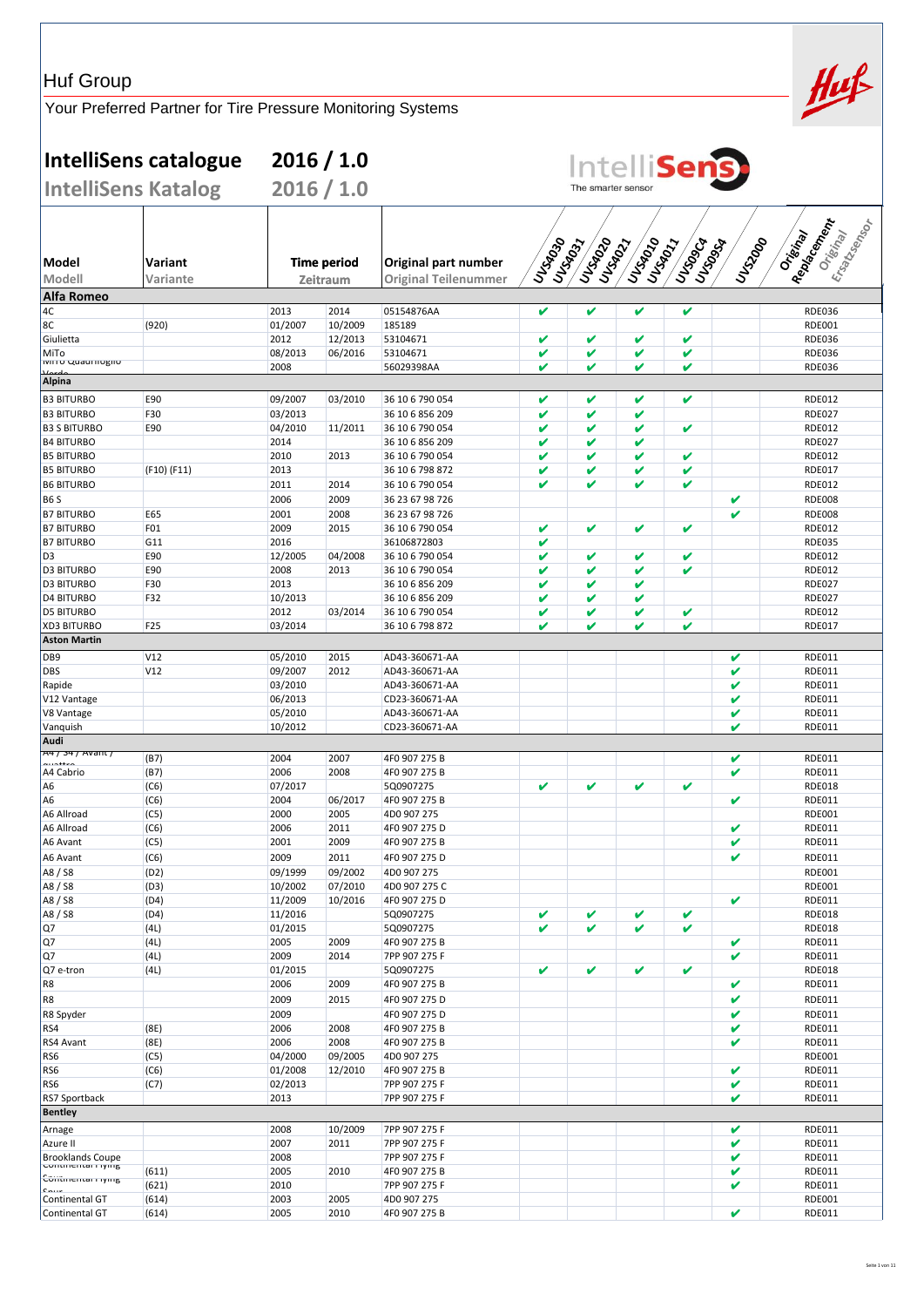Huf Group

Your Preferred Partner for Tire Pressure Monitoring Systems

# IntelliSens catalogue 2016 / 1.0

## IntelliSens Katalog 2016 / 1.0

IntelliSens The smarter sensor

| Model / Modell | Variant / Variante | Time period / Zeitraum | | Original part number / Original Teilenummer | UVS4030 UVS4031 | UVS4020 UVS4021 | UVS4010 UVS4011 | UVS09C4 UVS09S4 | UVS2000 | Original Replacement / Original Ersatzsensor |
|---|---|---|---|---|---|---|---|---|---|---|
| **Alfa Romeo** | | | | | | | | | | |
| 4C | | 2013 | 2014 | 05154876AA | ✔ | ✔ | ✔ | ✔ | | RDE036 |
| 8C | (920) | 01/2007 | 10/2009 | 185189 | | | | | | RDE001 |
| Giulietta | | 2012 | 12/2013 | 53104671 | ✔ | ✔ | ✔ | ✔ | | RDE036 |
| MiTo | | 08/2013 | 06/2016 | 53104671 | ✔ | ✔ | ✔ | ✔ | | RDE036 |
| MiTo Quadrifoglio Verde | | 2008 | | 56029398AA | ✔ | ✔ | ✔ | ✔ | | RDE036 |
| **Alpina** | | | | | | | | | | |
| B3 BITURBO | E90 | 09/2007 | 03/2010 | 36 10 6 790 054 | ✔ | ✔ | ✔ | ✔ | | RDE012 |
| B3 BITURBO | F30 | 03/2013 | | 36 10 6 856 209 | ✔ | ✔ | ✔ | | | RDE027 |
| B3 S BITURBO | E90 | 04/2010 | 11/2011 | 36 10 6 790 054 | ✔ | ✔ | ✔ | ✔ | | RDE012 |
| B4 BITURBO | | 2014 | | 36 10 6 856 209 | ✔ | ✔ | ✔ | | | RDE027 |
| B5 BITURBO | | 2010 | 2013 | 36 10 6 790 054 | ✔ | ✔ | ✔ | ✔ | | RDE012 |
| B5 BITURBO | (F10) (F11) | 2013 | | 36 10 6 798 872 | ✔ | ✔ | ✔ | ✔ | | RDE017 |
| B6 BITURBO | | 2011 | 2014 | 36 10 6 790 054 | ✔ | ✔ | ✔ | ✔ | | RDE012 |
| B6 S | | 2006 | 2009 | 36 23 67 98 726 | | | | | ✔ | RDE008 |
| B7 BITURBO | E65 | 2001 | 2008 | 36 23 67 98 726 | | | | | ✔ | RDE008 |
| B7 BITURBO | F01 | 2009 | 2015 | 36 10 6 790 054 | ✔ | ✔ | ✔ | ✔ | | RDE012 |
| B7 BITURBO | G11 | 2016 | | 36106872803 | ✔ | | | | | RDE035 |
| D3 | E90 | 12/2005 | 04/2008 | 36 10 6 790 054 | ✔ | ✔ | ✔ | ✔ | | RDE012 |
| D3 BITURBO | E90 | 2008 | 2013 | 36 10 6 790 054 | ✔ | ✔ | ✔ | ✔ | | RDE012 |
| D3 BITURBO | F30 | 2013 | | 36 10 6 856 209 | ✔ | ✔ | ✔ | | | RDE027 |
| D4 BITURBO | F32 | 10/2013 | | 36 10 6 856 209 | ✔ | ✔ | ✔ | | | RDE027 |
| D5 BITURBO | | 2012 | 03/2014 | 36 10 6 790 054 | ✔ | ✔ | ✔ | ✔ | | RDE012 |
| XD3 BITURBO | F25 | 03/2014 | | 36 10 6 798 872 | ✔ | ✔ | ✔ | ✔ | | RDE017 |
| **Aston Martin** | | | | | | | | | | |
| DB9 | V12 | 05/2010 | 2015 | AD43-360671-AA | | | | | ✔ | RDE011 |
| DBS | V12 | 09/2007 | 2012 | AD43-360671-AA | | | | | ✔ | RDE011 |
| Rapide | | 03/2010 | | AD43-360671-AA | | | | | ✔ | RDE011 |
| V12 Vantage | | 06/2013 | | CD23-360671-AA | | | | | ✔ | RDE011 |
| V8 Vantage | | 05/2010 | | AD43-360671-AA | | | | | ✔ | RDE011 |
| Vanquish | | 10/2012 | | CD23-360671-AA | | | | | ✔ | RDE011 |
| **Audi** | | | | | | | | | | |
| A4 / S4 / Avant / quattro | (B7) | 2004 | 2007 | 4F0 907 275 B | | | | | ✔ | RDE011 |
| A4 Cabrio | (B7) | 2006 | 2008 | 4F0 907 275 B | | | | | ✔ | RDE011 |
| A6 | (C6) | 07/2017 | | 5Q0907275 | ✔ | ✔ | ✔ | ✔ | | RDE018 |
| A6 | (C6) | 2004 | 06/2017 | 4F0 907 275 B | | | | | ✔ | RDE011 |
| A6 Allroad | (C5) | 2000 | 2005 | 4D0 907 275 | | | | | | RDE001 |
| A6 Allroad | (C6) | 2006 | 2011 | 4F0 907 275 D | | | | | ✔ | RDE011 |
| A6 Avant | (C5) | 2001 | 2009 | 4F0 907 275 B | | | | | ✔ | RDE011 |
| A6 Avant | (C6) | 2009 | 2011 | 4F0 907 275 D | | | | | ✔ | RDE011 |
| A8 / S8 | (D2) | 09/1999 | 09/2002 | 4D0 907 275 | | | | | | RDE001 |
| A8 / S8 | (D3) | 10/2002 | 07/2010 | 4D0 907 275 C | | | | | | RDE001 |
| A8 / S8 | (D4) | 11/2009 | 10/2016 | 4F0 907 275 D | | | | | ✔ | RDE011 |
| A8 / S8 | (D4) | 11/2016 | | 5Q0907275 | ✔ | ✔ | ✔ | ✔ | | RDE018 |
| Q7 | (4L) | 01/2015 | | 5Q0907275 | ✔ | ✔ | ✔ | ✔ | | RDE018 |
| Q7 | (4L) | 2005 | 2009 | 4F0 907 275 B | | | | | ✔ | RDE011 |
| Q7 | (4L) | 2009 | 2014 | 7PP 907 275 F | | | | | ✔ | RDE011 |
| Q7 e-tron | (4L) | 01/2015 | | 5Q0907275 | ✔ | ✔ | ✔ | ✔ | | RDE018 |
| R8 | | 2006 | 2009 | 4F0 907 275 B | | | | | ✔ | RDE011 |
| R8 | | 2009 | 2015 | 4F0 907 275 D | | | | | ✔ | RDE011 |
| R8 Spyder | | 2009 | | 4F0 907 275 D | | | | | ✔ | RDE011 |
| RS4 | (8E) | 2006 | 2008 | 4F0 907 275 B | | | | | ✔ | RDE011 |
| RS4 Avant | (8E) | 2006 | 2008 | 4F0 907 275 B | | | | | ✔ | RDE011 |
| RS6 | (C5) | 04/2000 | 09/2005 | 4D0 907 275 | | | | | | RDE001 |
| RS6 | (C6) | 01/2008 | 12/2010 | 4F0 907 275 B | | | | | ✔ | RDE011 |
| RS6 | (C7) | 02/2013 | | 7PP 907 275 F | | | | | ✔ | RDE011 |
| RS7 Sportback | | 2013 | | 7PP 907 275 F | | | | | ✔ | RDE011 |
| **Bentley** | | | | | | | | | | |
| Arnage | | 2008 | 10/2009 | 7PP 907 275 F | | | | | ✔ | RDE011 |
| Azure II | | 2007 | 2011 | 7PP 907 275 F | | | | | ✔ | RDE011 |
| Brooklands Coupe | | 2008 | | 7PP 907 275 F | | | | | ✔ | RDE011 |
| Continental Flying Spur | (611) | 2005 | 2010 | 4F0 907 275 B | | | | | ✔ | RDE011 |
| Continental Flying Spur | (621) | 2010 | | 7PP 907 275 F | | | | | ✔ | RDE011 |
| Continental GT | (614) | 2003 | 2005 | 4D0 907 275 | | | | | | RDE001 |
| Continental GT | (614) | 2005 | 2010 | 4F0 907 275 B | | | | | ✔ | RDE011 |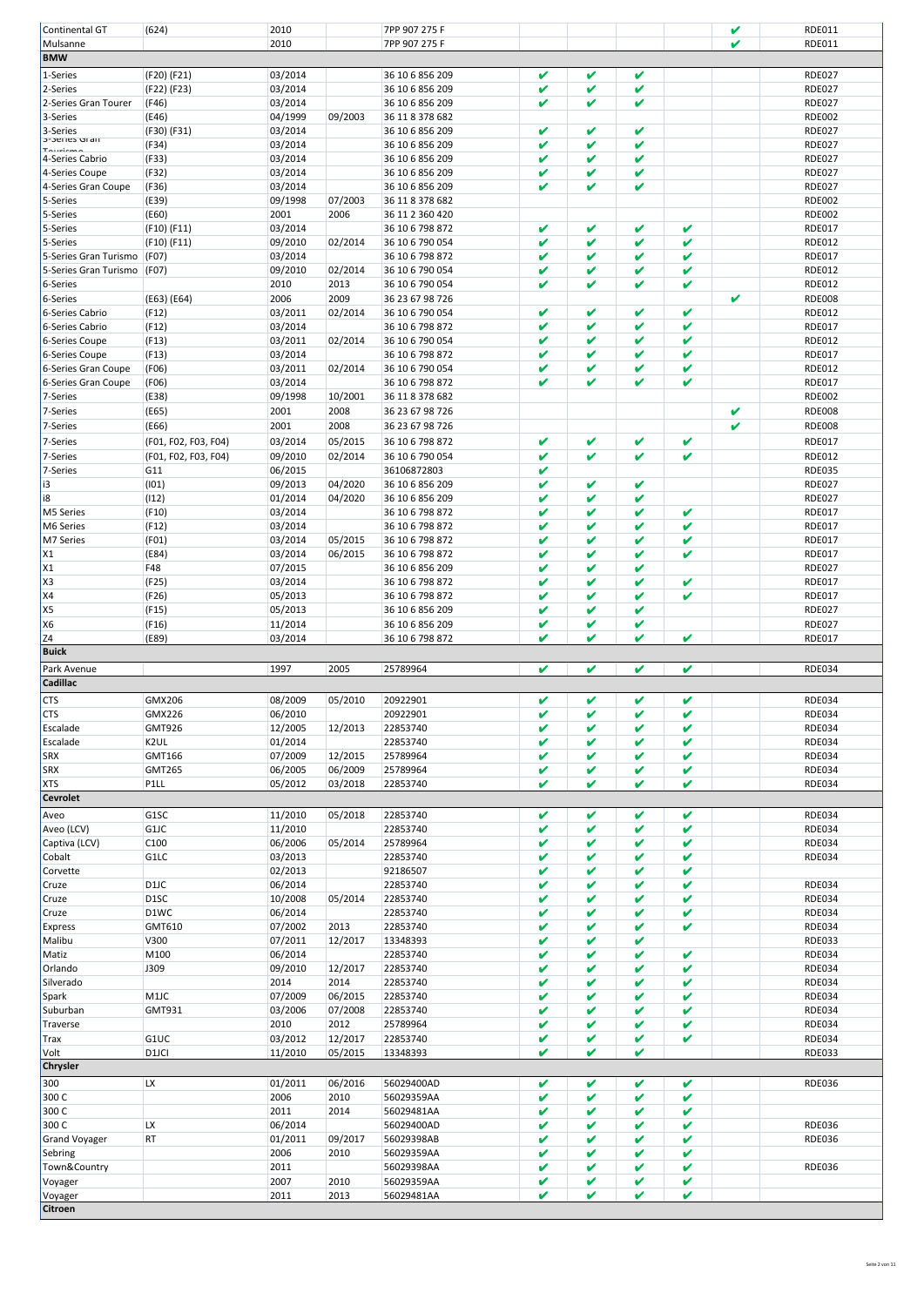| | | | | | | | | | | |
|---|---|---|---|---|---|---|---|---|---|---|
| Continental GT | (624) | 2010 | | 7PP 907 275 F | | | | | ✔ | RDE011 |
| Mulsanne | | 2010 | | 7PP 907 275 F | | | | | ✔ | RDE011 |
| **BMW** | | | | | | | | | | |
| 1-Series | (F20) (F21) | 03/2014 | | 36 10 6 856 209 | ✔ | ✔ | ✔ | | | RDE027 |
| 2-Series | (F22) (F23) | 03/2014 | | 36 10 6 856 209 | ✔ | ✔ | ✔ | | | RDE027 |
| 2-Series Gran Tourer | (F46) | 03/2014 | | 36 10 6 856 209 | ✔ | ✔ | ✔ | | | RDE027 |
| 3-Series | (E46) | 04/1999 | 09/2003 | 36 11 8 378 682 | | | | | | RDE002 |
| 3-Series | (F30) (F31) | 03/2014 | | 36 10 6 856 209 | ✔ | ✔ | ✔ | | | RDE027 |
| 3-Series Gran Turismo | (F34) | 03/2014 | | 36 10 6 856 209 | ✔ | ✔ | ✔ | | | RDE027 |
| 4-Series Cabrio | (F33) | 03/2014 | | 36 10 6 856 209 | ✔ | ✔ | ✔ | | | RDE027 |
| 4-Series Coupe | (F32) | 03/2014 | | 36 10 6 856 209 | ✔ | ✔ | ✔ | | | RDE027 |
| 4-Series Gran Coupe | (F36) | 03/2014 | | 36 10 6 856 209 | ✔ | ✔ | ✔ | | | RDE027 |
| 5-Series | (E39) | 09/1998 | 07/2003 | 36 11 8 378 682 | | | | | | RDE002 |
| 5-Series | (E60) | 2001 | 2006 | 36 11 2 360 420 | | | | | | RDE002 |
| 5-Series | (F10) (F11) | 03/2014 | | 36 10 6 798 872 | ✔ | ✔ | ✔ | ✔ | | RDE017 |
| 5-Series | (F10) (F11) | 09/2010 | 02/2014 | 36 10 6 790 054 | ✔ | ✔ | ✔ | ✔ | | RDE012 |
| 5-Series Gran Turismo | (F07) | 03/2014 | | 36 10 6 798 872 | ✔ | ✔ | ✔ | ✔ | | RDE017 |
| 5-Series Gran Turismo | (F07) | 09/2010 | 02/2014 | 36 10 6 790 054 | ✔ | ✔ | ✔ | ✔ | | RDE012 |
| 6-Series | | 2010 | 2013 | 36 10 6 790 054 | ✔ | ✔ | ✔ | ✔ | | RDE012 |
| 6-Series | (E63) (E64) | 2006 | 2009 | 36 23 67 98 726 | | | | | ✔ | RDE008 |
| 6-Series Cabrio | (F12) | 03/2011 | 02/2014 | 36 10 6 790 054 | ✔ | ✔ | ✔ | ✔ | | RDE012 |
| 6-Series Cabrio | (F12) | 03/2014 | | 36 10 6 798 872 | ✔ | ✔ | ✔ | ✔ | | RDE017 |
| 6-Series Coupe | (F13) | 03/2011 | 02/2014 | 36 10 6 790 054 | ✔ | ✔ | ✔ | ✔ | | RDE012 |
| 6-Series Coupe | (F13) | 03/2014 | | 36 10 6 798 872 | ✔ | ✔ | ✔ | ✔ | | RDE017 |
| 6-Series Gran Coupe | (F06) | 03/2011 | 02/2014 | 36 10 6 790 054 | ✔ | ✔ | ✔ | ✔ | | RDE012 |
| 6-Series Gran Coupe | (F06) | 03/2014 | | 36 10 6 798 872 | ✔ | ✔ | ✔ | ✔ | | RDE017 |
| 7-Series | (E38) | 09/1998 | 10/2001 | 36 11 8 378 682 | | | | | | RDE002 |
| 7-Series | (E65) | 2001 | 2008 | 36 23 67 98 726 | | | | | ✔ | RDE008 |
| 7-Series | (E66) | 2001 | 2008 | 36 23 67 98 726 | | | | | ✔ | RDE008 |
| 7-Series | (F01, F02, F03, F04) | 03/2014 | 05/2015 | 36 10 6 798 872 | ✔ | ✔ | ✔ | ✔ | | RDE017 |
| 7-Series | (F01, F02, F03, F04) | 09/2010 | 02/2014 | 36 10 6 790 054 | ✔ | ✔ | ✔ | ✔ | | RDE012 |
| 7-Series | G11 | 06/2015 | | 36106872803 | ✔ | | | | | RDE035 |
| i3 | (I01) | 09/2013 | 04/2020 | 36 10 6 856 209 | ✔ | ✔ | ✔ | | | RDE027 |
| i8 | (I12) | 01/2014 | 04/2020 | 36 10 6 856 209 | ✔ | ✔ | ✔ | | | RDE027 |
| M5 Series | (F10) | 03/2014 | | 36 10 6 798 872 | ✔ | ✔ | ✔ | ✔ | | RDE017 |
| M6 Series | (F12) | 03/2014 | | 36 10 6 798 872 | ✔ | ✔ | ✔ | ✔ | | RDE017 |
| M7 Series | (F01) | 03/2014 | 05/2015 | 36 10 6 798 872 | ✔ | ✔ | ✔ | ✔ | | RDE017 |
| X1 | (E84) | 03/2014 | 06/2015 | 36 10 6 798 872 | ✔ | ✔ | ✔ | ✔ | | RDE017 |
| X1 | F48 | 07/2015 | | 36 10 6 856 209 | ✔ | ✔ | ✔ | | | RDE027 |
| X3 | (F25) | 03/2014 | | 36 10 6 798 872 | ✔ | ✔ | ✔ | ✔ | | RDE017 |
| X4 | (F26) | 05/2013 | | 36 10 6 798 872 | ✔ | ✔ | ✔ | ✔ | | RDE017 |
| X5 | (F15) | 05/2013 | | 36 10 6 856 209 | ✔ | ✔ | ✔ | | | RDE027 |
| X6 | (F16) | 11/2014 | | 36 10 6 856 209 | ✔ | ✔ | ✔ | | | RDE027 |
| Z4 | (E89) | 03/2014 | | 36 10 6 798 872 | ✔ | ✔ | ✔ | ✔ | | RDE017 |
| **Buick** | | | | | | | | | | |
| Park Avenue | | 1997 | 2005 | 25789964 | ✔ | ✔ | ✔ | ✔ | | RDE034 |
| **Cadillac** | | | | | | | | | | |
| CTS | GMX206 | 08/2009 | 05/2010 | 20922901 | ✔ | ✔ | ✔ | ✔ | | RDE034 |
| CTS | GMX226 | 06/2010 | | 20922901 | ✔ | ✔ | ✔ | ✔ | | RDE034 |
| Escalade | GMT926 | 12/2005 | 12/2013 | 22853740 | ✔ | ✔ | ✔ | ✔ | | RDE034 |
| Escalade | K2UL | 01/2014 | | 22853740 | ✔ | ✔ | ✔ | ✔ | | RDE034 |
| SRX | GMT166 | 07/2009 | 12/2015 | 25789964 | ✔ | ✔ | ✔ | ✔ | | RDE034 |
| SRX | GMT265 | 06/2005 | 06/2009 | 25789964 | ✔ | ✔ | ✔ | ✔ | | RDE034 |
| XTS | P1LL | 05/2012 | 03/2018 | 22853740 | ✔ | ✔ | ✔ | ✔ | | RDE034 |
| **Cevrolet** | | | | | | | | | | |
| Aveo | G1SC | 11/2010 | 05/2018 | 22853740 | ✔ | ✔ | ✔ | ✔ | | RDE034 |
| Aveo (LCV) | G1JC | 11/2010 | | 22853740 | ✔ | ✔ | ✔ | ✔ | | RDE034 |
| Captiva (LCV) | C100 | 06/2006 | 05/2014 | 25789964 | ✔ | ✔ | ✔ | ✔ | | RDE034 |
| Cobalt | G1LC | 03/2013 | | 22853740 | ✔ | ✔ | ✔ | ✔ | | RDE034 |
| Corvette | | 02/2013 | | 92186507 | ✔ | ✔ | ✔ | ✔ | | |
| Cruze | D1JC | 06/2014 | | 22853740 | ✔ | ✔ | ✔ | ✔ | | RDE034 |
| Cruze | D1SC | 10/2008 | 05/2014 | 22853740 | ✔ | ✔ | ✔ | ✔ | | RDE034 |
| Cruze | D1WC | 06/2014 | | 22853740 | ✔ | ✔ | ✔ | ✔ | | RDE034 |
| Express | GMT610 | 07/2002 | 2013 | 22853740 | ✔ | ✔ | ✔ | ✔ | | RDE034 |
| Malibu | V300 | 07/2011 | 12/2017 | 13348393 | ✔ | ✔ | ✔ | | | RDE033 |
| Matiz | M100 | 06/2014 | | 22853740 | ✔ | ✔ | ✔ | ✔ | | RDE034 |
| Orlando | J309 | 09/2010 | 12/2017 | 22853740 | ✔ | ✔ | ✔ | ✔ | | RDE034 |
| Silverado | | 2014 | 2014 | 22853740 | ✔ | ✔ | ✔ | ✔ | | RDE034 |
| Spark | M1JC | 07/2009 | 06/2015 | 22853740 | ✔ | ✔ | ✔ | ✔ | | RDE034 |
| Suburban | GMT931 | 03/2006 | 07/2008 | 22853740 | ✔ | ✔ | ✔ | ✔ | | RDE034 |
| Traverse | | 2010 | 2012 | 25789964 | ✔ | ✔ | ✔ | ✔ | | RDE034 |
| Trax | G1UC | 03/2012 | 12/2017 | 22853740 | ✔ | ✔ | ✔ | ✔ | | RDE034 |
| Volt | D1JCI | 11/2010 | 05/2015 | 13348393 | ✔ | ✔ | ✔ | | | RDE033 |
| **Chrysler** | | | | | | | | | | |
| 300 | LX | 01/2011 | 06/2016 | 56029400AD | ✔ | ✔ | ✔ | ✔ | | RDE036 |
| 300 C | | 2006 | 2010 | 56029359AA | ✔ | ✔ | ✔ | ✔ | | |
| 300 C | | 2011 | 2014 | 56029481AA | ✔ | ✔ | ✔ | ✔ | | |
| 300 C | LX | 06/2014 | | 56029400AD | ✔ | ✔ | ✔ | ✔ | | RDE036 |
| Grand Voyager | RT | 01/2011 | 09/2017 | 56029398AB | ✔ | ✔ | ✔ | ✔ | | RDE036 |
| Sebring | | 2006 | 2010 | 56029359AA | ✔ | ✔ | ✔ | ✔ | | |
| Town&Country | | 2011 | | 56029398AA | ✔ | ✔ | ✔ | ✔ | | RDE036 |
| Voyager | | 2007 | 2010 | 56029359AA | ✔ | ✔ | ✔ | ✔ | | |
| Voyager | | 2011 | 2013 | 56029481AA | ✔ | ✔ | ✔ | ✔ | | |
| **Citroen** | | | | | | | | | | |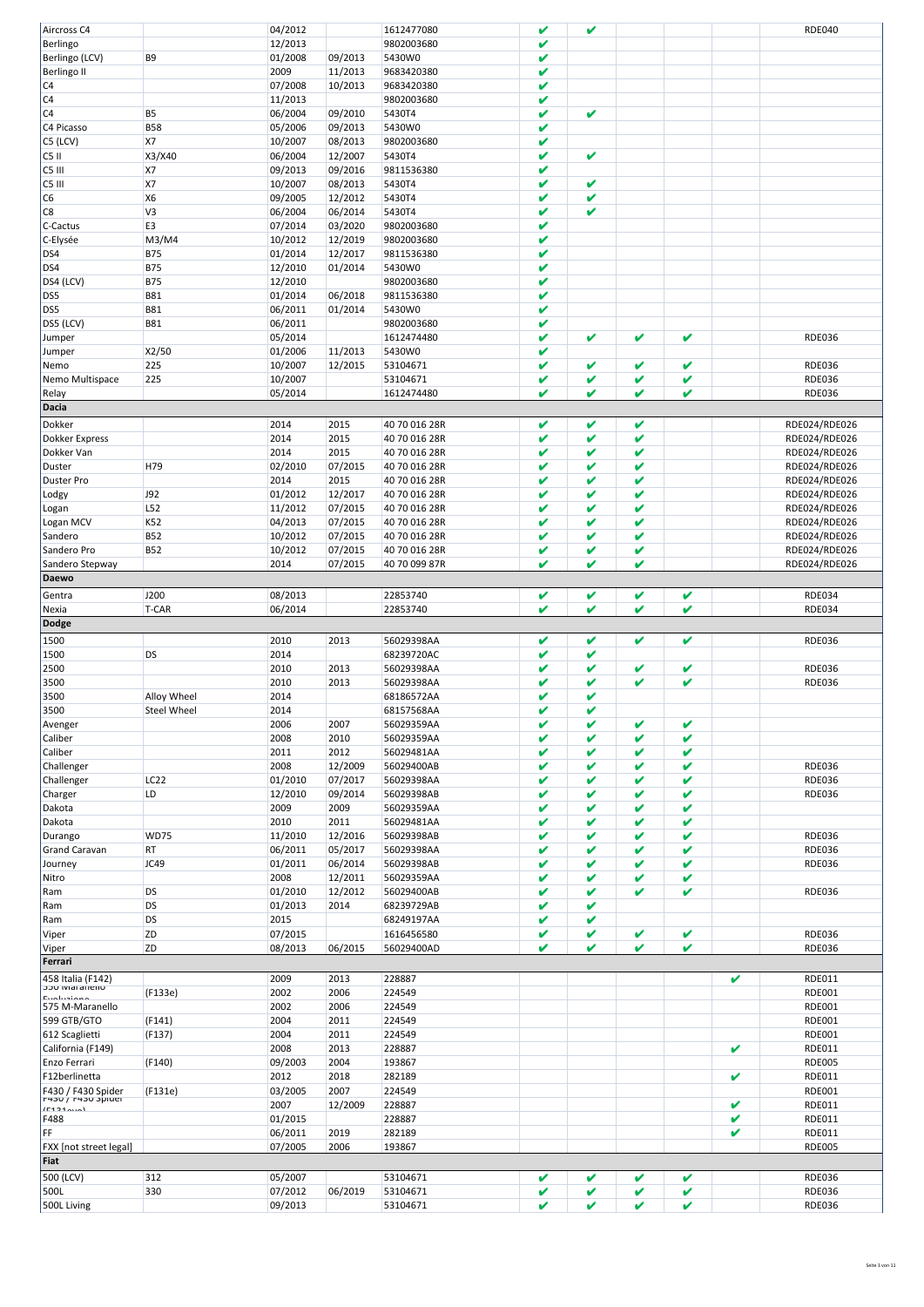| Aircross C4 | | 04/2012 | | 1612477080 | ✔ | ✔ | | | | RDE040 |
|---|---|---|---|---|---|---|---|---|---|---|
| Berlingo | | 12/2013 | | 9802003680 | ✔ | | | | | |
| Berlingo (LCV) | B9 | 01/2008 | 09/2013 | 5430W0 | ✔ | | | | | |
| Berlingo II | | 2009 | 11/2013 | 9683420380 | ✔ | | | | | |
| C4 | | 07/2008 | 10/2013 | 9683420380 | ✔ | | | | | |
| C4 | | 11/2013 | | 9802003680 | ✔ | | | | | |
| C4 | B5 | 06/2004 | 09/2010 | 5430T4 | ✔ | ✔ | | | | |
| C4 Picasso | B58 | 05/2006 | 09/2013 | 5430W0 | ✔ | | | | | |
| C5 (LCV) | X7 | 10/2007 | 08/2013 | 9802003680 | ✔ | | | | | |
| C5 II | X3/X40 | 06/2004 | 12/2007 | 5430T4 | ✔ | ✔ | | | | |
| C5 III | X7 | 09/2013 | 09/2016 | 9811536380 | ✔ | | | | | |
| C5 III | X7 | 10/2007 | 08/2013 | 5430T4 | ✔ | ✔ | | | | |
| C6 | X6 | 09/2005 | 12/2012 | 5430T4 | ✔ | ✔ | | | | |
| C8 | V3 | 06/2004 | 06/2014 | 5430T4 | ✔ | ✔ | | | | |
| C-Cactus | E3 | 07/2014 | 03/2020 | 9802003680 | ✔ | | | | | |
| C-Elysée | M3/M4 | 10/2012 | 12/2019 | 9802003680 | ✔ | | | | | |
| DS4 | B75 | 01/2014 | 12/2017 | 9811536380 | ✔ | | | | | |
| DS4 | B75 | 12/2010 | 01/2014 | 5430W0 | ✔ | | | | | |
| DS4 (LCV) | B75 | 12/2010 | | 9802003680 | ✔ | | | | | |
| DS5 | B81 | 01/2014 | 06/2018 | 9811536380 | ✔ | | | | | |
| DS5 | B81 | 06/2011 | 01/2014 | 5430W0 | ✔ | | | | | |
| DS5 (LCV) | B81 | 06/2011 | | 9802003680 | ✔ | | | | | |
| Jumper | | 05/2014 | | 1612474480 | ✔ | ✔ | ✔ | ✔ | | RDE036 |
| Jumper | X2/50 | 01/2006 | 11/2013 | 5430W0 | ✔ | | | | | |
| Nemo | 225 | 10/2007 | 12/2015 | 53104671 | ✔ | ✔ | ✔ | ✔ | | RDE036 |
| Nemo Multispace | 225 | 10/2007 | | 53104671 | ✔ | ✔ | ✔ | ✔ | | RDE036 |
| Relay | | 05/2014 | | 1612474480 | ✔ | ✔ | ✔ | ✔ | | RDE036 |
| **Dacia** | | | | | | | | | | |
| Dokker | | 2014 | 2015 | 40 70 016 28R | ✔ | ✔ | ✔ | | | RDE024/RDE026 |
| Dokker Express | | 2014 | 2015 | 40 70 016 28R | ✔ | ✔ | ✔ | | | RDE024/RDE026 |
| Dokker Van | | 2014 | 2015 | 40 70 016 28R | ✔ | ✔ | ✔ | | | RDE024/RDE026 |
| Duster | H79 | 02/2010 | 07/2015 | 40 70 016 28R | ✔ | ✔ | ✔ | | | RDE024/RDE026 |
| Duster Pro | | 2014 | 2015 | 40 70 016 28R | ✔ | ✔ | ✔ | | | RDE024/RDE026 |
| Lodgy | J92 | 01/2012 | 12/2017 | 40 70 016 28R | ✔ | ✔ | ✔ | | | RDE024/RDE026 |
| Logan | L52 | 11/2012 | 07/2015 | 40 70 016 28R | ✔ | ✔ | ✔ | | | RDE024/RDE026 |
| Logan MCV | K52 | 04/2013 | 07/2015 | 40 70 016 28R | ✔ | ✔ | ✔ | | | RDE024/RDE026 |
| Sandero | B52 | 10/2012 | 07/2015 | 40 70 016 28R | ✔ | ✔ | ✔ | | | RDE024/RDE026 |
| Sandero Pro | B52 | 10/2012 | 07/2015 | 40 70 016 28R | ✔ | ✔ | ✔ | | | RDE024/RDE026 |
| Sandero Stepway | | 2014 | 07/2015 | 40 70 099 87R | ✔ | ✔ | ✔ | | | RDE024/RDE026 |
| **Daewo** | | | | | | | | | | |
| Gentra | J200 | 08/2013 | | 22853740 | ✔ | ✔ | ✔ | ✔ | | RDE034 |
| Nexia | T-CAR | 06/2014 | | 22853740 | ✔ | ✔ | ✔ | ✔ | | RDE034 |
| **Dodge** | | | | | | | | | | |
| 1500 | | 2010 | 2013 | 56029398AA | ✔ | ✔ | ✔ | ✔ | | RDE036 |
| 1500 | DS | 2014 | | 68239720AC | ✔ | ✔ | | | | |
| 2500 | | 2010 | 2013 | 56029398AA | ✔ | ✔ | ✔ | ✔ | | RDE036 |
| 3500 | | 2010 | 2013 | 56029398AA | ✔ | ✔ | ✔ | ✔ | | RDE036 |
| 3500 | Alloy Wheel | 2014 | | 68186572AA | ✔ | ✔ | | | | |
| 3500 | Steel Wheel | 2014 | | 68157568AA | ✔ | ✔ | | | | |
| Avenger | | 2006 | 2007 | 56029359AA | ✔ | ✔ | ✔ | ✔ | | |
| Caliber | | 2008 | 2010 | 56029359AA | ✔ | ✔ | ✔ | ✔ | | |
| Caliber | | 2011 | 2012 | 56029481AA | ✔ | ✔ | ✔ | ✔ | | |
| Challenger | | 2008 | 12/2009 | 56029400AB | ✔ | ✔ | ✔ | ✔ | | RDE036 |
| Challenger | LC22 | 01/2010 | 07/2017 | 56029398AA | ✔ | ✔ | ✔ | ✔ | | RDE036 |
| Charger | LD | 12/2010 | 09/2014 | 56029398AB | ✔ | ✔ | ✔ | ✔ | | RDE036 |
| Dakota | | 2009 | 2009 | 56029359AA | ✔ | ✔ | ✔ | ✔ | | |
| Dakota | | 2010 | 2011 | 56029481AA | ✔ | ✔ | ✔ | ✔ | | |
| Durango | WD75 | 11/2010 | 12/2016 | 56029398AB | ✔ | ✔ | ✔ | ✔ | | RDE036 |
| Grand Caravan | RT | 06/2011 | 05/2017 | 56029398AA | ✔ | ✔ | ✔ | ✔ | | RDE036 |
| Journey | JC49 | 01/2011 | 06/2014 | 56029398AB | ✔ | ✔ | ✔ | ✔ | | RDE036 |
| Nitro | | 2008 | 12/2011 | 56029359AA | ✔ | ✔ | ✔ | ✔ | | |
| Ram | DS | 01/2010 | 12/2012 | 56029400AB | ✔ | ✔ | ✔ | ✔ | | RDE036 |
| Ram | DS | 01/2013 | 2014 | 68239729AB | ✔ | ✔ | | | | |
| Ram | DS | 2015 | | 68249197AA | ✔ | ✔ | | | | |
| Viper | ZD | 07/2015 | | 1616456580 | ✔ | ✔ | ✔ | ✔ | | RDE036 |
| Viper | ZD | 08/2013 | 06/2015 | 56029400AD | ✔ | ✔ | ✔ | ✔ | | RDE036 |
| **Ferrari** | | | | | | | | | | |
| 458 Italia (F142) | | 2009 | 2013 | 228887 | | | | | ✔ | RDE011 |
| 550 Maranello Evoluzione | (F133e) | 2002 | 2006 | 224549 | | | | | | RDE001 |
| 575 M-Maranello | | 2002 | 2006 | 224549 | | | | | | RDE001 |
| 599 GTB/GTO | (F141) | 2004 | 2011 | 224549 | | | | | | RDE001 |
| 612 Scaglietti | (F137) | 2004 | 2011 | 224549 | | | | | | RDE001 |
| California (F149) | | 2008 | 2013 | 228887 | | | | | ✔ | RDE011 |
| Enzo Ferrari | (F140) | 09/2003 | 2004 | 193867 | | | | | | RDE005 |
| F12berlinetta | | 2012 | 2018 | 282189 | | | | | ✔ | RDE011 |
| F430 / F430 Spider | (F131e) | 03/2005 | 2007 | 224549 | | | | | | RDE001 |
| F430 / F430 Spider (F131evo) | | 2007 | 12/2009 | 228887 | | | | | ✔ | RDE011 |
| F488 | | 01/2015 | | 228887 | | | | | ✔ | RDE011 |
| FF | | 06/2011 | 2019 | 282189 | | | | | ✔ | RDE011 |
| FXX [not street legal] | | 07/2005 | 2006 | 193867 | | | | | | RDE005 |
| **Fiat** | | | | | | | | | | |
| 500 (LCV) | 312 | 05/2007 | | 53104671 | ✔ | ✔ | ✔ | ✔ | | RDE036 |
| 500L | 330 | 07/2012 | 06/2019 | 53104671 | ✔ | ✔ | ✔ | ✔ | | RDE036 |
| 500L Living | | 09/2013 | | 53104671 | ✔ | ✔ | ✔ | ✔ | | RDE036 |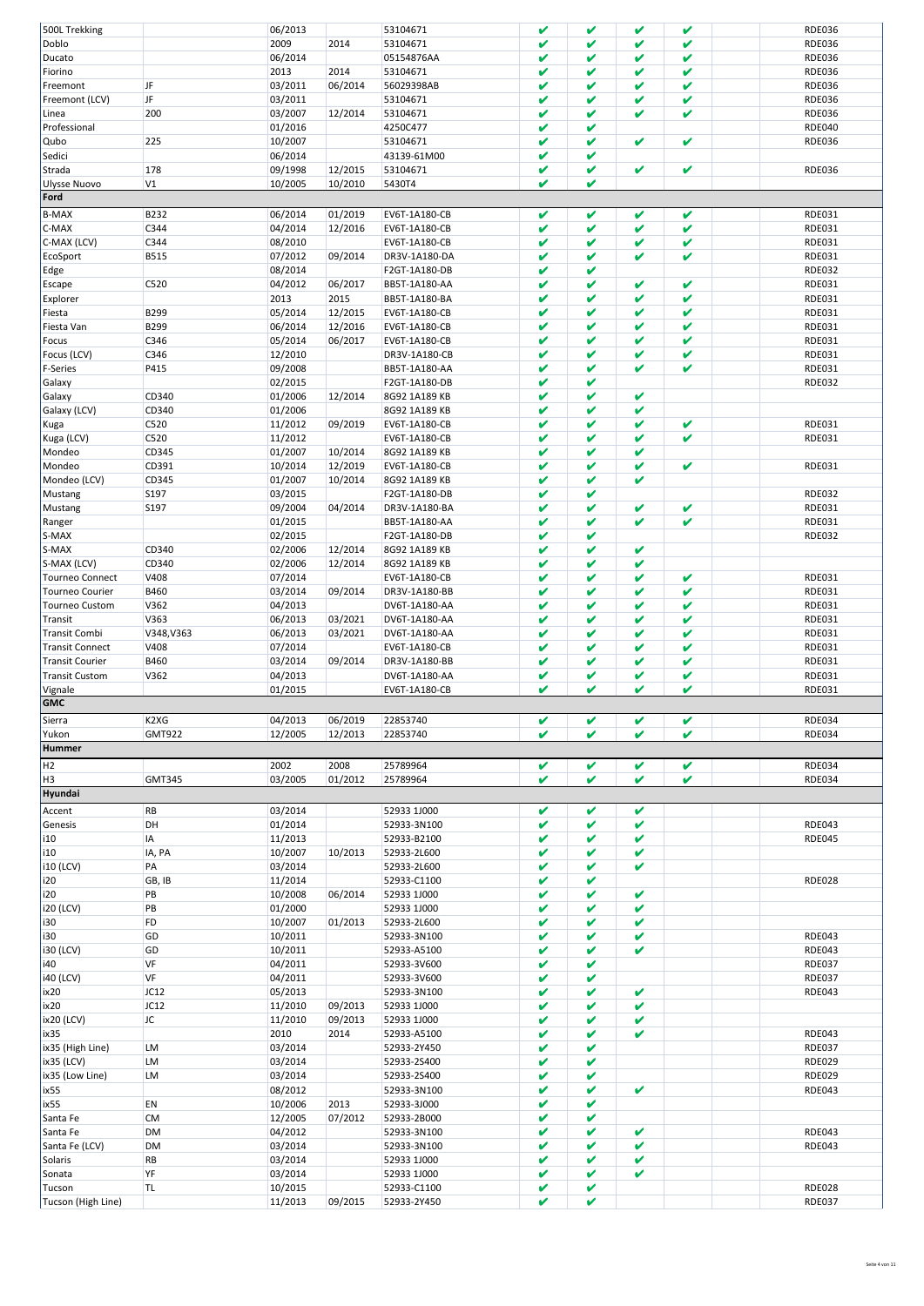| | | | | | | | | | | |
|---|---|---|---|---|---|---|---|---|---|---|
| 500L Trekking | | 06/2013 | | 53104671 | ✔ | ✔ | ✔ | ✔ | | RDE036 |
| Doblo | | 2009 | 2014 | 53104671 | ✔ | ✔ | ✔ | ✔ | | RDE036 |
| Ducato | | 06/2014 | | 05154876AA | ✔ | ✔ | ✔ | ✔ | | RDE036 |
| Fiorino | | 2013 | 2014 | 53104671 | ✔ | ✔ | ✔ | ✔ | | RDE036 |
| Freemont | JF | 03/2011 | 06/2014 | 56029398AB | ✔ | ✔ | ✔ | ✔ | | RDE036 |
| Freemont (LCV) | JF | 03/2011 | | 53104671 | ✔ | ✔ | ✔ | ✔ | | RDE036 |
| Linea | 200 | 03/2007 | 12/2014 | 53104671 | ✔ | ✔ | ✔ | ✔ | | RDE036 |
| Professional | | 01/2016 | | 4250C477 | ✔ | ✔ | | | | RDE040 |
| Qubo | 225 | 10/2007 | | 53104671 | ✔ | ✔ | ✔ | ✔ | | RDE036 |
| Sedici | | 06/2014 | | 43139-61M00 | ✔ | ✔ | | | | |
| Strada | 178 | 09/1998 | 12/2015 | 53104671 | ✔ | ✔ | ✔ | ✔ | | RDE036 |
| Ulysse Nuovo | V1 | 10/2005 | 10/2010 | 5430T4 | ✔ | ✔ | | | | |
| **Ford** | | | | | | | | | | |
| B-MAX | B232 | 06/2014 | 01/2019 | EV6T-1A180-CB | ✔ | ✔ | ✔ | ✔ | | RDE031 |
| C-MAX | C344 | 04/2014 | 12/2016 | EV6T-1A180-CB | ✔ | ✔ | ✔ | ✔ | | RDE031 |
| C-MAX (LCV) | C344 | 08/2010 | | EV6T-1A180-CB | ✔ | ✔ | ✔ | ✔ | | RDE031 |
| EcoSport | B515 | 07/2012 | 09/2014 | DR3V-1A180-DA | ✔ | ✔ | ✔ | ✔ | | RDE031 |
| Edge | | 08/2014 | | F2GT-1A180-DB | ✔ | ✔ | | | | RDE032 |
| Escape | C520 | 04/2012 | 06/2017 | BB5T-1A180-AA | ✔ | ✔ | ✔ | ✔ | | RDE031 |
| Explorer | | 2013 | 2015 | BB5T-1A180-BA | ✔ | ✔ | ✔ | ✔ | | RDE031 |
| Fiesta | B299 | 05/2014 | 12/2015 | EV6T-1A180-CB | ✔ | ✔ | ✔ | ✔ | | RDE031 |
| Fiesta Van | B299 | 06/2014 | 12/2016 | EV6T-1A180-CB | ✔ | ✔ | ✔ | ✔ | | RDE031 |
| Focus | C346 | 05/2014 | 06/2017 | EV6T-1A180-CB | ✔ | ✔ | ✔ | ✔ | | RDE031 |
| Focus (LCV) | C346 | 12/2010 | | DR3V-1A180-CB | ✔ | ✔ | ✔ | ✔ | | RDE031 |
| F-Series | P415 | 09/2008 | | BB5T-1A180-AA | ✔ | ✔ | ✔ | ✔ | | RDE031 |
| Galaxy | | 02/2015 | | F2GT-1A180-DB | ✔ | ✔ | | | | RDE032 |
| Galaxy | CD340 | 01/2006 | 12/2014 | 8G92 1A189 KB | ✔ | ✔ | ✔ | | | |
| Galaxy (LCV) | CD340 | 01/2006 | | 8G92 1A189 KB | ✔ | ✔ | ✔ | | | |
| Kuga | C520 | 11/2012 | 09/2019 | EV6T-1A180-CB | ✔ | ✔ | ✔ | ✔ | | RDE031 |
| Kuga (LCV) | C520 | 11/2012 | | EV6T-1A180-CB | ✔ | ✔ | ✔ | ✔ | | RDE031 |
| Mondeo | CD345 | 01/2007 | 10/2014 | 8G92 1A189 KB | ✔ | ✔ | ✔ | | | |
| Mondeo | CD391 | 10/2014 | 12/2019 | EV6T-1A180-CB | ✔ | ✔ | ✔ | ✔ | | RDE031 |
| Mondeo (LCV) | CD345 | 01/2007 | 10/2014 | 8G92 1A189 KB | ✔ | ✔ | ✔ | | | |
| Mustang | S197 | 03/2015 | | F2GT-1A180-DB | ✔ | ✔ | | | | RDE032 |
| Mustang | S197 | 09/2004 | 04/2014 | DR3V-1A180-BA | ✔ | ✔ | ✔ | ✔ | | RDE031 |
| Ranger | | 01/2015 | | BB5T-1A180-AA | ✔ | ✔ | ✔ | ✔ | | RDE031 |
| S-MAX | | 02/2015 | | F2GT-1A180-DB | ✔ | ✔ | | | | RDE032 |
| S-MAX | CD340 | 02/2006 | 12/2014 | 8G92 1A189 KB | ✔ | ✔ | ✔ | | | |
| S-MAX (LCV) | CD340 | 02/2006 | 12/2014 | 8G92 1A189 KB | ✔ | ✔ | ✔ | | | |
| Tourneo Connect | V408 | 07/2014 | | EV6T-1A180-CB | ✔ | ✔ | ✔ | ✔ | | RDE031 |
| Tourneo Courier | B460 | 03/2014 | 09/2014 | DR3V-1A180-BB | ✔ | ✔ | ✔ | ✔ | | RDE031 |
| Tourneo Custom | V362 | 04/2013 | | DV6T-1A180-AA | ✔ | ✔ | ✔ | ✔ | | RDE031 |
| Transit | V363 | 06/2013 | 03/2021 | DV6T-1A180-AA | ✔ | ✔ | ✔ | ✔ | | RDE031 |
| Transit Combi | V348,V363 | 06/2013 | 03/2021 | DV6T-1A180-AA | ✔ | ✔ | ✔ | ✔ | | RDE031 |
| Transit Connect | V408 | 07/2014 | | EV6T-1A180-CB | ✔ | ✔ | ✔ | ✔ | | RDE031 |
| Transit Courier | B460 | 03/2014 | 09/2014 | DR3V-1A180-BB | ✔ | ✔ | ✔ | ✔ | | RDE031 |
| Transit Custom | V362 | 04/2013 | | DV6T-1A180-AA | ✔ | ✔ | ✔ | ✔ | | RDE031 |
| Vignale | | 01/2015 | | EV6T-1A180-CB | ✔ | ✔ | ✔ | ✔ | | RDE031 |
| **GMC** | | | | | | | | | | |
| Sierra | K2XG | 04/2013 | 06/2019 | 22853740 | ✔ | ✔ | ✔ | ✔ | | RDE034 |
| Yukon | GMT922 | 12/2005 | 12/2013 | 22853740 | ✔ | ✔ | ✔ | ✔ | | RDE034 |
| **Hummer** | | | | | | | | | | |
| H2 | | 2002 | 2008 | 25789964 | ✔ | ✔ | ✔ | ✔ | | RDE034 |
| H3 | GMT345 | 03/2005 | 01/2012 | 25789964 | ✔ | ✔ | ✔ | ✔ | | RDE034 |
| **Hyundai** | | | | | | | | | | |
| Accent | RB | 03/2014 | | 52933 1J000 | ✔ | ✔ | ✔ | | | |
| Genesis | DH | 01/2014 | | 52933-3N100 | ✔ | ✔ | ✔ | | | RDE043 |
| i10 | IA | 11/2013 | | 52933-B2100 | ✔ | ✔ | ✔ | | | RDE045 |
| i10 | IA, PA | 10/2007 | 10/2013 | 52933-2L600 | ✔ | ✔ | ✔ | | | |
| i10 (LCV) | PA | 03/2014 | | 52933-2L600 | ✔ | ✔ | ✔ | | | |
| i20 | GB, IB | 11/2014 | | 52933-C1100 | ✔ | ✔ | | | | RDE028 |
| i20 | PB | 10/2008 | 06/2014 | 52933 1J000 | ✔ | ✔ | ✔ | | | |
| i20 (LCV) | PB | 01/2000 | | 52933 1J000 | ✔ | ✔ | ✔ | | | |
| i30 | FD | 10/2007 | 01/2013 | 52933-2L600 | ✔ | ✔ | ✔ | | | |
| i30 | GD | 10/2011 | | 52933-3N100 | ✔ | ✔ | ✔ | | | RDE043 |
| i30 (LCV) | GD | 10/2011 | | 52933-A5100 | ✔ | ✔ | ✔ | | | RDE043 |
| i40 | VF | 04/2011 | | 52933-3V600 | ✔ | ✔ | | | | RDE037 |
| i40 (LCV) | VF | 04/2011 | | 52933-3V600 | ✔ | ✔ | | | | RDE037 |
| ix20 | JC12 | 05/2013 | | 52933-3N100 | ✔ | ✔ | ✔ | | | RDE043 |
| ix20 | JC12 | 11/2010 | 09/2013 | 52933 1J000 | ✔ | ✔ | ✔ | | | |
| ix20 (LCV) | JC | 11/2010 | 09/2013 | 52933 1J000 | ✔ | ✔ | ✔ | | | |
| ix35 | | 2010 | 2014 | 52933-A5100 | ✔ | ✔ | ✔ | | | RDE043 |
| ix35 (High Line) | LM | 03/2014 | | 52933-2Y450 | ✔ | ✔ | | | | RDE037 |
| ix35 (LCV) | LM | 03/2014 | | 52933-2S400 | ✔ | ✔ | | | | RDE029 |
| ix35 (Low Line) | LM | 03/2014 | | 52933-2S400 | ✔ | ✔ | | | | RDE029 |
| ix55 | | 08/2012 | | 52933-3N100 | ✔ | ✔ | ✔ | | | RDE043 |
| ix55 | EN | 10/2006 | 2013 | 52933-3J000 | ✔ | ✔ | | | | |
| Santa Fe | CM | 12/2005 | 07/2012 | 52933-2B000 | ✔ | ✔ | | | | |
| Santa Fe | DM | 04/2012 | | 52933-3N100 | ✔ | ✔ | ✔ | | | RDE043 |
| Santa Fe (LCV) | DM | 03/2014 | | 52933-3N100 | ✔ | ✔ | ✔ | | | RDE043 |
| Solaris | RB | 03/2014 | | 52933 1J000 | ✔ | ✔ | ✔ | | | |
| Sonata | YF | 03/2014 | | 52933 1J000 | ✔ | ✔ | ✔ | | | |
| Tucson | TL | 10/2015 | | 52933-C1100 | ✔ | ✔ | | | | RDE028 |
| Tucson (High Line) | | 11/2013 | 09/2015 | 52933-2Y450 | ✔ | ✔ | | | | RDE037 |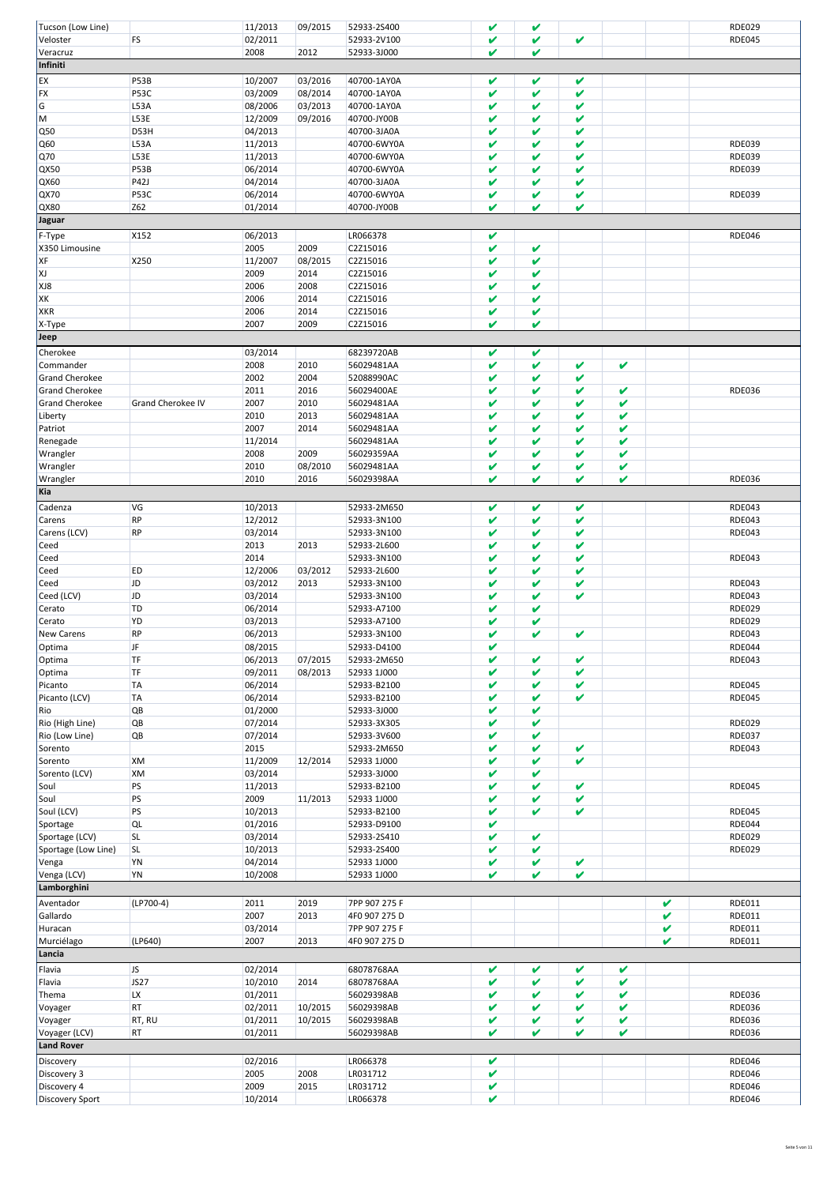| | | | | | | | | | | |
|---|---|---|---|---|---|---|---|---|---|---|
| Tucson (Low Line) | | 11/2013 | 09/2015 | 52933-2S400 | ✔ | ✔ | | | | RDE029 |
| Veloster | FS | 02/2011 | | 52933-2V100 | ✔ | ✔ | ✔ | | | RDE045 |
| Veracruz | | 2008 | 2012 | 52933-3J000 | ✔ | ✔ | | | | |
| **Infiniti** | | | | | | | | | | |
| EX | P53B | 10/2007 | 03/2016 | 40700-1AY0A | ✔ | ✔ | ✔ | | | |
| FX | P53C | 03/2009 | 08/2014 | 40700-1AY0A | ✔ | ✔ | ✔ | | | |
| G | L53A | 08/2006 | 03/2013 | 40700-1AY0A | ✔ | ✔ | ✔ | | | |
| M | L53E | 12/2009 | 09/2016 | 40700-JY00B | ✔ | ✔ | ✔ | | | |
| Q50 | D53H | 04/2013 | | 40700-3JA0A | ✔ | ✔ | ✔ | | | |
| Q60 | L53A | 11/2013 | | 40700-6WY0A | ✔ | ✔ | ✔ | | | RDE039 |
| Q70 | L53E | 11/2013 | | 40700-6WY0A | ✔ | ✔ | ✔ | | | RDE039 |
| QX50 | P53B | 06/2014 | | 40700-6WY0A | ✔ | ✔ | ✔ | | | RDE039 |
| QX60 | P42J | 04/2014 | | 40700-3JA0A | ✔ | ✔ | ✔ | | | |
| QX70 | P53C | 06/2014 | | 40700-6WY0A | ✔ | ✔ | ✔ | | | RDE039 |
| QX80 | Z62 | 01/2014 | | 40700-JY00B | ✔ | ✔ | ✔ | | | |
| **Jaguar** | | | | | | | | | | |
| F-Type | X152 | 06/2013 | | LR066378 | ✔ | | | | | RDE046 |
| X350 Limousine | | 2005 | 2009 | C2Z15016 | ✔ | ✔ | | | | |
| XF | X250 | 11/2007 | 08/2015 | C2Z15016 | ✔ | ✔ | | | | |
| XJ | | 2009 | 2014 | C2Z15016 | ✔ | ✔ | | | | |
| XJ8 | | 2006 | 2008 | C2Z15016 | ✔ | ✔ | | | | |
| XK | | 2006 | 2014 | C2Z15016 | ✔ | ✔ | | | | |
| XKR | | 2006 | 2014 | C2Z15016 | ✔ | ✔ | | | | |
| X-Type | | 2007 | 2009 | C2Z15016 | ✔ | ✔ | | | | |
| **Jeep** | | | | | | | | | | |
| Cherokee | | 03/2014 | | 68239720AB | ✔ | ✔ | | | | |
| Commander | | 2008 | 2010 | 56029481AA | ✔ | ✔ | ✔ | ✔ | | |
| Grand Cherokee | | 2002 | 2004 | 52088990AC | ✔ | ✔ | ✔ | | | |
| Grand Cherokee | | 2011 | 2016 | 56029400AE | ✔ | ✔ | ✔ | ✔ | | RDE036 |
| Grand Cherokee | Grand Cherokee IV | 2007 | 2010 | 56029481AA | ✔ | ✔ | ✔ | ✔ | | |
| Liberty | | 2010 | 2013 | 56029481AA | ✔ | ✔ | ✔ | ✔ | | |
| Patriot | | 2007 | 2014 | 56029481AA | ✔ | ✔ | ✔ | ✔ | | |
| Renegade | | 11/2014 | | 56029481AA | ✔ | ✔ | ✔ | ✔ | | |
| Wrangler | | 2008 | 2009 | 56029359AA | ✔ | ✔ | ✔ | ✔ | | |
| Wrangler | | 2010 | 08/2010 | 56029481AA | ✔ | ✔ | ✔ | ✔ | | |
| Wrangler | | 2010 | 2016 | 56029398AA | ✔ | ✔ | ✔ | ✔ | | RDE036 |
| **Kia** | | | | | | | | | | |
| Cadenza | VG | 10/2013 | | 52933-2M650 | ✔ | ✔ | ✔ | | | RDE043 |
| Carens | RP | 12/2012 | | 52933-3N100 | ✔ | ✔ | ✔ | | | RDE043 |
| Carens (LCV) | RP | 03/2014 | | 52933-3N100 | ✔ | ✔ | ✔ | | | RDE043 |
| Ceed | | 2013 | 2013 | 52933-2L600 | ✔ | ✔ | ✔ | | | |
| Ceed | | 2014 | | 52933-3N100 | ✔ | ✔ | ✔ | | | RDE043 |
| Ceed | ED | 12/2006 | 03/2012 | 52933-2L600 | ✔ | ✔ | ✔ | | | |
| Ceed | JD | 03/2012 | 2013 | 52933-3N100 | ✔ | ✔ | ✔ | | | RDE043 |
| Ceed (LCV) | JD | 03/2014 | | 52933-3N100 | ✔ | ✔ | ✔ | | | RDE043 |
| Cerato | TD | 06/2014 | | 52933-A7100 | ✔ | ✔ | | | | RDE029 |
| Cerato | YD | 03/2013 | | 52933-A7100 | ✔ | ✔ | | | | RDE029 |
| New Carens | RP | 06/2013 | | 52933-3N100 | ✔ | ✔ | ✔ | | | RDE043 |
| Optima | JF | 08/2015 | | 52933-D4100 | ✔ | | | | | RDE044 |
| Optima | TF | 06/2013 | 07/2015 | 52933-2M650 | ✔ | ✔ | ✔ | | | RDE043 |
| Optima | TF | 09/2011 | 08/2013 | 52933 1J000 | ✔ | ✔ | ✔ | | | |
| Picanto | TA | 06/2014 | | 52933-B2100 | ✔ | ✔ | ✔ | | | RDE045 |
| Picanto (LCV) | TA | 06/2014 | | 52933-B2100 | ✔ | ✔ | ✔ | | | RDE045 |
| Rio | QB | 01/2000 | | 52933-3J000 | ✔ | ✔ | | | | |
| Rio (High Line) | QB | 07/2014 | | 52933-3X305 | ✔ | ✔ | | | | RDE029 |
| Rio (Low Line) | QB | 07/2014 | | 52933-3V600 | ✔ | ✔ | | | | RDE037 |
| Sorento | | 2015 | | 52933-2M650 | ✔ | ✔ | ✔ | | | RDE043 |
| Sorento | XM | 11/2009 | 12/2014 | 52933 1J000 | ✔ | ✔ | ✔ | | | |
| Sorento (LCV) | XM | 03/2014 | | 52933-3J000 | ✔ | ✔ | | | | |
| Soul | PS | 11/2013 | | 52933-B2100 | ✔ | ✔ | ✔ | | | RDE045 |
| Soul | PS | 2009 | 11/2013 | 52933 1J000 | ✔ | ✔ | ✔ | | | |
| Soul (LCV) | PS | 10/2013 | | 52933-B2100 | ✔ | ✔ | ✔ | | | RDE045 |
| Sportage | QL | 01/2016 | | 52933-D9100 | ✔ | | | | | RDE044 |
| Sportage (LCV) | SL | 03/2014 | | 52933-2S410 | ✔ | ✔ | | | | RDE029 |
| Sportage (Low Line) | SL | 10/2013 | | 52933-2S400 | ✔ | ✔ | | | | RDE029 |
| Venga | YN | 04/2014 | | 52933 1J000 | ✔ | ✔ | ✔ | | | |
| Venga (LCV) | YN | 10/2008 | | 52933 1J000 | ✔ | ✔ | ✔ | | | |
| **Lamborghini** | | | | | | | | | | |
| Aventador | (LP700-4) | 2011 | 2019 | 7PP 907 275 F | | | | | ✔ | RDE011 |
| Gallardo | | 2007 | 2013 | 4F0 907 275 D | | | | | ✔ | RDE011 |
| Huracan | | 03/2014 | | 7PP 907 275 F | | | | | ✔ | RDE011 |
| Murciélago | (LP640) | 2007 | 2013 | 4F0 907 275 D | | | | | ✔ | RDE011 |
| **Lancia** | | | | | | | | | | |
| Flavia | JS | 02/2014 | | 68078768AA | ✔ | ✔ | ✔ | ✔ | | |
| Flavia | JS27 | 10/2010 | 2014 | 68078768AA | ✔ | ✔ | ✔ | ✔ | | |
| Thema | LX | 01/2011 | | 56029398AB | ✔ | ✔ | ✔ | ✔ | | RDE036 |
| Voyager | RT | 02/2011 | 10/2015 | 56029398AB | ✔ | ✔ | ✔ | ✔ | | RDE036 |
| Voyager | RT, RU | 01/2011 | 10/2015 | 56029398AB | ✔ | ✔ | ✔ | ✔ | | RDE036 |
| Voyager (LCV) | RT | 01/2011 | | 56029398AB | ✔ | ✔ | ✔ | ✔ | | RDE036 |
| **Land Rover** | | | | | | | | | | |
| Discovery | | 02/2016 | | LR066378 | ✔ | | | | | RDE046 |
| Discovery 3 | | 2005 | 2008 | LR031712 | ✔ | | | | | RDE046 |
| Discovery 4 | | 2009 | 2015 | LR031712 | ✔ | | | | | RDE046 |
| Discovery Sport | | 10/2014 | | LR066378 | ✔ | | | | | RDE046 |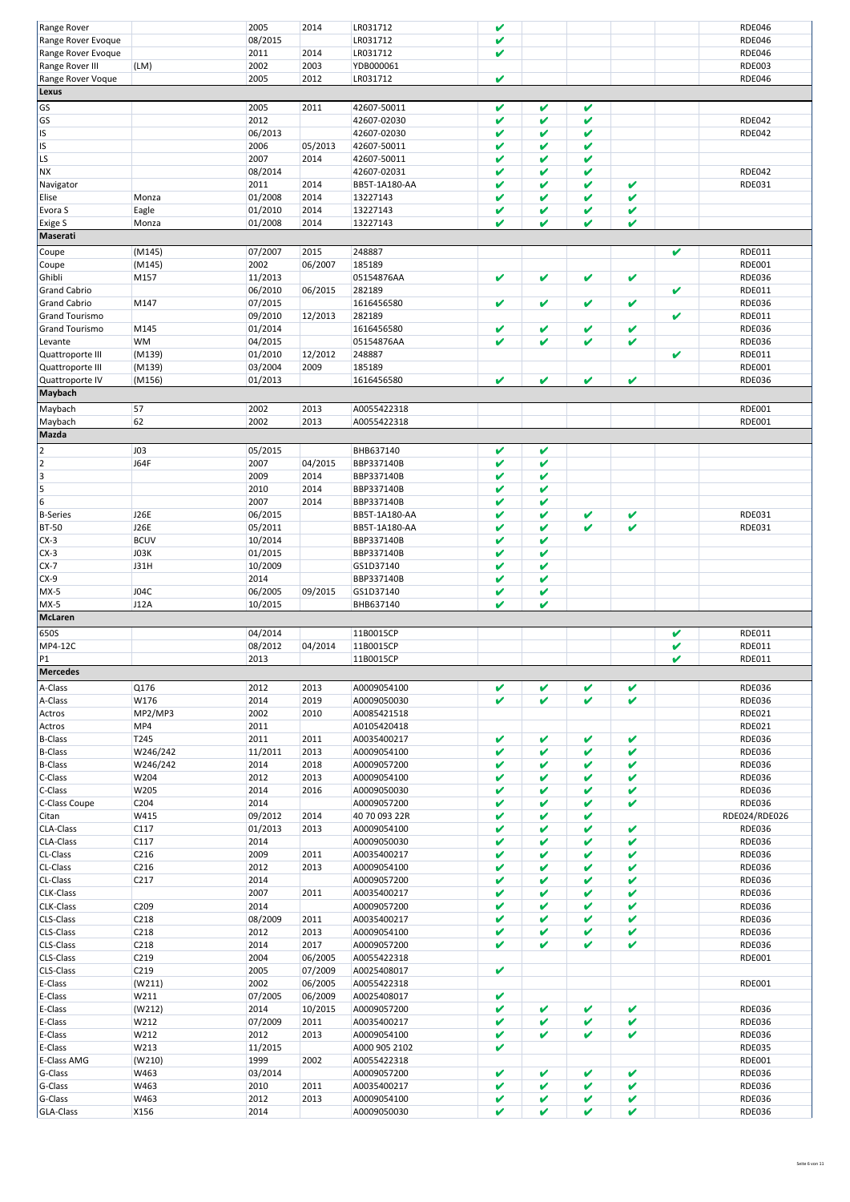| | | | | | | | | | | |
|---|---|---|---|---|---|---|---|---|---|---|
| Range Rover | | 2005 | 2014 | LR031712 | ✔ | | | | | RDE046 |
| Range Rover Evoque | | 08/2015 | | LR031712 | ✔ | | | | | RDE046 |
| Range Rover Evoque | | 2011 | 2014 | LR031712 | ✔ | | | | | RDE046 |
| Range Rover III | (LM) | 2002 | 2003 | YDB000061 | | | | | | RDE003 |
| Range Rover Voque | | 2005 | 2012 | LR031712 | ✔ | | | | | RDE046 |
| **Lexus** | | | | | | | | | | |
| GS | | 2005 | 2011 | 42607-50011 | ✔ | ✔ | ✔ | | | |
| GS | | 2012 | | 42607-02030 | ✔ | ✔ | ✔ | | | RDE042 |
| IS | | 06/2013 | | 42607-02030 | ✔ | ✔ | ✔ | | | RDE042 |
| IS | | 2006 | 05/2013 | 42607-50011 | ✔ | ✔ | ✔ | | | |
| LS | | 2007 | 2014 | 42607-50011 | ✔ | ✔ | ✔ | | | |
| NX | | 08/2014 | | 42607-02031 | ✔ | ✔ | ✔ | | | RDE042 |
| Navigator | | 2011 | 2014 | BB5T-1A180-AA | ✔ | ✔ | ✔ | ✔ | | RDE031 |
| Elise | Monza | 01/2008 | 2014 | 13227143 | ✔ | ✔ | ✔ | ✔ | | |
| Evora S | Eagle | 01/2010 | 2014 | 13227143 | ✔ | ✔ | ✔ | ✔ | | |
| Exige S | Monza | 01/2008 | 2014 | 13227143 | ✔ | ✔ | ✔ | ✔ | | |
| **Maserati** | | | | | | | | | | |
| Coupe | (M145) | 07/2007 | 2015 | 248887 | | | | | ✔ | RDE011 |
| Coupe | (M145) | 2002 | 06/2007 | 185189 | | | | | | RDE001 |
| Ghibli | M157 | 11/2013 | | 05154876AA | ✔ | ✔ | ✔ | ✔ | | RDE036 |
| Grand Cabrio | | 06/2010 | 06/2015 | 282189 | | | | | ✔ | RDE011 |
| Grand Cabrio | M147 | 07/2015 | | 1616456580 | ✔ | ✔ | ✔ | ✔ | | RDE036 |
| Grand Tourismo | | 09/2010 | 12/2013 | 282189 | | | | | ✔ | RDE011 |
| Grand Tourismo | M145 | 01/2014 | | 1616456580 | ✔ | ✔ | ✔ | ✔ | | RDE036 |
| Levante | WM | 04/2015 | | 05154876AA | ✔ | ✔ | ✔ | ✔ | | RDE036 |
| Quattroporte III | (M139) | 01/2010 | 12/2012 | 248887 | | | | | ✔ | RDE011 |
| Quattroporte III | (M139) | 03/2004 | 2009 | 185189 | | | | | | RDE001 |
| Quattroporte IV | (M156) | 01/2013 | | 1616456580 | ✔ | ✔ | ✔ | ✔ | | RDE036 |
| **Maybach** | | | | | | | | | | |
| Maybach | 57 | 2002 | 2013 | A0055422318 | | | | | | RDE001 |
| Maybach | 62 | 2002 | 2013 | A0055422318 | | | | | | RDE001 |
| **Mazda** | | | | | | | | | | |
| 2 | J03 | 05/2015 | | BHB637140 | ✔ | ✔ | | | | |
| 2 | J64F | 2007 | 04/2015 | BBP337140B | ✔ | ✔ | | | | |
| 3 | | 2009 | 2014 | BBP337140B | ✔ | ✔ | | | | |
| 5 | | 2010 | 2014 | BBP337140B | ✔ | ✔ | | | | |
| 6 | | 2007 | 2014 | BBP337140B | ✔ | ✔ | | | | |
| B-Series | J26E | 06/2015 | | BB5T-1A180-AA | ✔ | ✔ | ✔ | ✔ | | RDE031 |
| BT-50 | J26E | 05/2011 | | BB5T-1A180-AA | ✔ | ✔ | ✔ | ✔ | | RDE031 |
| CX-3 | BCUV | 10/2014 | | BBP337140B | ✔ | ✔ | | | | |
| CX-3 | J03K | 01/2015 | | BBP337140B | ✔ | ✔ | | | | |
| CX-7 | J31H | 10/2009 | | GS1D37140 | ✔ | ✔ | | | | |
| CX-9 | | 2014 | | BBP337140B | ✔ | ✔ | | | | |
| MX-5 | J04C | 06/2005 | 09/2015 | GS1D37140 | ✔ | ✔ | | | | |
| MX-5 | J12A | 10/2015 | | BHB637140 | ✔ | ✔ | | | | |
| **McLaren** | | | | | | | | | | |
| 650S | | 04/2014 | | 11B0015CP | | | | | ✔ | RDE011 |
| MP4-12C | | 08/2012 | 04/2014 | 11B0015CP | | | | | ✔ | RDE011 |
| P1 | | 2013 | | 11B0015CP | | | | | ✔ | RDE011 |
| **Mercedes** | | | | | | | | | | |
| A-Class | Q176 | 2012 | 2013 | A0009054100 | ✔ | ✔ | ✔ | ✔ | | RDE036 |
| A-Class | W176 | 2014 | 2019 | A0009050030 | ✔ | ✔ | ✔ | ✔ | | RDE036 |
| Actros | MP2/MP3 | 2002 | 2010 | A0085421518 | | | | | | RDE021 |
| Actros | MP4 | 2011 | | A0105420418 | | | | | | RDE021 |
| B-Class | T245 | 2011 | 2011 | A0035400217 | ✔ | ✔ | ✔ | ✔ | | RDE036 |
| B-Class | W246/242 | 11/2011 | 2013 | A0009054100 | ✔ | ✔ | ✔ | ✔ | | RDE036 |
| B-Class | W246/242 | 2014 | 2018 | A0009057200 | ✔ | ✔ | ✔ | ✔ | | RDE036 |
| C-Class | W204 | 2012 | 2013 | A0009054100 | ✔ | ✔ | ✔ | ✔ | | RDE036 |
| C-Class | W205 | 2014 | 2016 | A0009050030 | ✔ | ✔ | ✔ | ✔ | | RDE036 |
| C-Class Coupe | C204 | 2014 | | A0009057200 | ✔ | ✔ | ✔ | ✔ | | RDE036 |
| Citan | W415 | 09/2012 | 2014 | 40 70 093 22R | ✔ | ✔ | ✔ | | | RDE024/RDE026 |
| CLA-Class | C117 | 01/2013 | 2013 | A0009054100 | ✔ | ✔ | ✔ | ✔ | | RDE036 |
| CLA-Class | C117 | 2014 | | A0009050030 | ✔ | ✔ | ✔ | ✔ | | RDE036 |
| CL-Class | C216 | 2009 | 2011 | A0035400217 | ✔ | ✔ | ✔ | ✔ | | RDE036 |
| CL-Class | C216 | 2012 | 2013 | A0009054100 | ✔ | ✔ | ✔ | ✔ | | RDE036 |
| CL-Class | C217 | 2014 | | A0009057200 | ✔ | ✔ | ✔ | ✔ | | RDE036 |
| CLK-Class | | 2007 | 2011 | A0035400217 | ✔ | ✔ | ✔ | ✔ | | RDE036 |
| CLK-Class | C209 | 2014 | | A0009057200 | ✔ | ✔ | ✔ | ✔ | | RDE036 |
| CLS-Class | C218 | 08/2009 | 2011 | A0035400217 | ✔ | ✔ | ✔ | ✔ | | RDE036 |
| CLS-Class | C218 | 2012 | 2013 | A0009054100 | ✔ | ✔ | ✔ | ✔ | | RDE036 |
| CLS-Class | C218 | 2014 | 2017 | A0009057200 | ✔ | ✔ | ✔ | ✔ | | RDE036 |
| CLS-Class | C219 | 2004 | 06/2005 | A0055422318 | | | | | | RDE001 |
| CLS-Class | C219 | 2005 | 07/2009 | A0025408017 | ✔ | | | | | |
| E-Class | (W211) | 2002 | 06/2005 | A0055422318 | | | | | | RDE001 |
| E-Class | W211 | 07/2005 | 06/2009 | A0025408017 | ✔ | | | | | |
| E-Class | (W212) | 2014 | 10/2015 | A0009057200 | ✔ | ✔ | ✔ | ✔ | | RDE036 |
| E-Class | W212 | 07/2009 | 2011 | A0035400217 | ✔ | ✔ | ✔ | ✔ | | RDE036 |
| E-Class | W212 | 2012 | 2013 | A0009054100 | ✔ | ✔ | ✔ | ✔ | | RDE036 |
| E-Class | W213 | 11/2015 | | A000 905 2102 | ✔ | | | | | RDE035 |
| E-Class AMG | (W210) | 1999 | 2002 | A0055422318 | | | | | | RDE001 |
| G-Class | W463 | 03/2014 | | A0009057200 | ✔ | ✔ | ✔ | ✔ | | RDE036 |
| G-Class | W463 | 2010 | 2011 | A0035400217 | ✔ | ✔ | ✔ | ✔ | | RDE036 |
| G-Class | W463 | 2012 | 2013 | A0009054100 | ✔ | ✔ | ✔ | ✔ | | RDE036 |
| GLA-Class | X156 | 2014 | | A0009050030 | ✔ | ✔ | ✔ | ✔ | | RDE036 |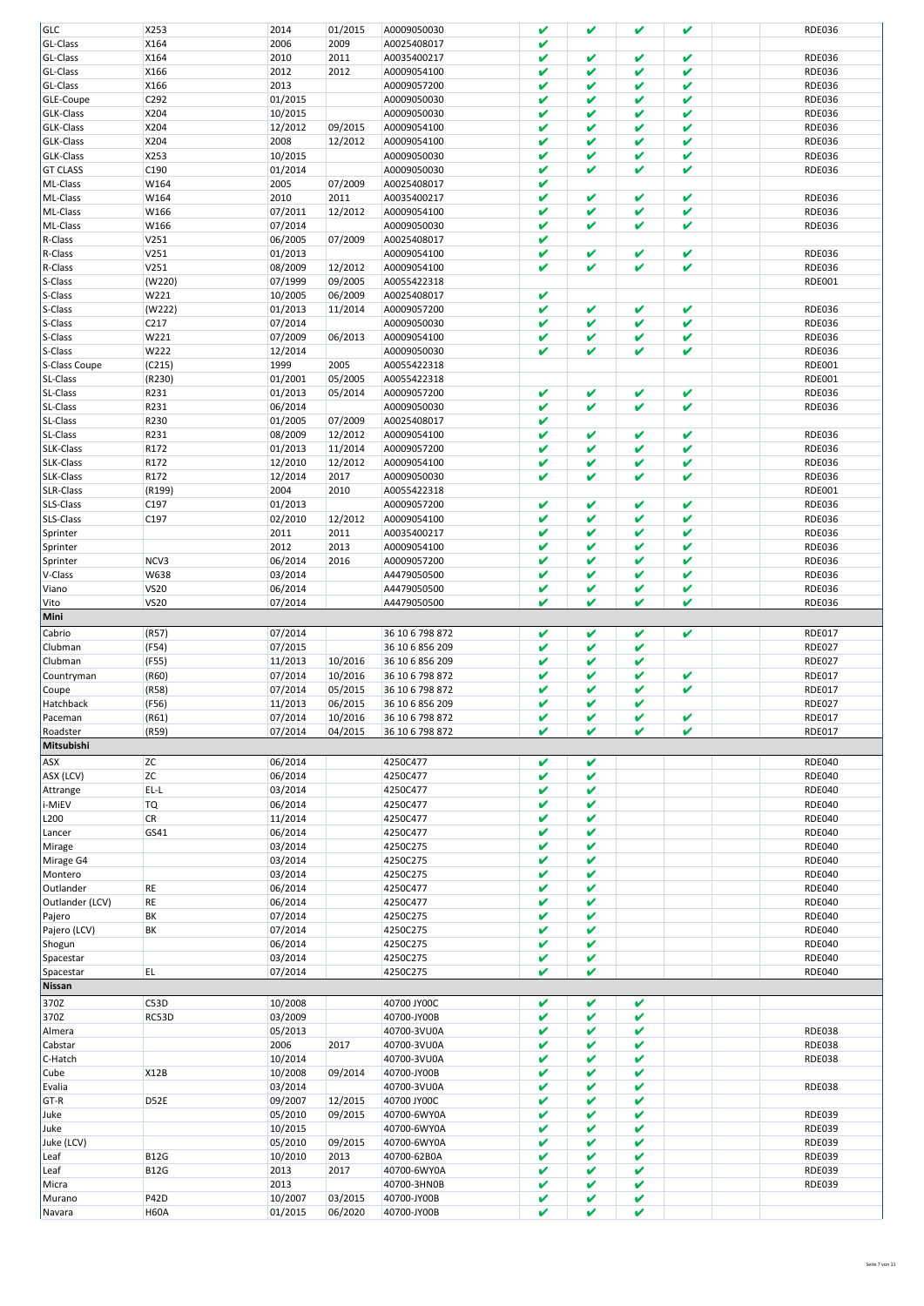| | | | | | | | | | | |
|---|---|---|---|---|---|---|---|---|---|---|
| GLC | X253 | 2014 | 01/2015 | A0009050030 | ✔ | ✔ | ✔ | ✔ | | RDE036 |
| GL-Class | X164 | 2006 | 2009 | A0025408017 | ✔ | | | | | |
| GL-Class | X164 | 2010 | 2011 | A0035400217 | ✔ | ✔ | ✔ | ✔ | | RDE036 |
| GL-Class | X166 | 2012 | 2012 | A0009054100 | ✔ | ✔ | ✔ | ✔ | | RDE036 |
| GL-Class | X166 | 2013 | | A0009057200 | ✔ | ✔ | ✔ | ✔ | | RDE036 |
| GLE-Coupe | C292 | 01/2015 | | A0009050030 | ✔ | ✔ | ✔ | ✔ | | RDE036 |
| GLK-Class | X204 | 10/2015 | | A0009050030 | ✔ | ✔ | ✔ | ✔ | | RDE036 |
| GLK-Class | X204 | 12/2012 | 09/2015 | A0009054100 | ✔ | ✔ | ✔ | ✔ | | RDE036 |
| GLK-Class | X204 | 2008 | 12/2012 | A0009054100 | ✔ | ✔ | ✔ | ✔ | | RDE036 |
| GLK-Class | X253 | 10/2015 | | A0009050030 | ✔ | ✔ | ✔ | ✔ | | RDE036 |
| GT CLASS | C190 | 01/2014 | | A0009050030 | ✔ | ✔ | ✔ | ✔ | | RDE036 |
| ML-Class | W164 | 2005 | 07/2009 | A0025408017 | ✔ | | | | | |
| ML-Class | W164 | 2010 | 2011 | A0035400217 | ✔ | ✔ | ✔ | ✔ | | RDE036 |
| ML-Class | W166 | 07/2011 | 12/2012 | A0009054100 | ✔ | ✔ | ✔ | ✔ | | RDE036 |
| ML-Class | W166 | 07/2014 | | A0009050030 | ✔ | ✔ | ✔ | ✔ | | RDE036 |
| R-Class | V251 | 06/2005 | 07/2009 | A0025408017 | ✔ | | | | | |
| R-Class | V251 | 01/2013 | | A0009054100 | ✔ | ✔ | ✔ | ✔ | | RDE036 |
| R-Class | V251 | 08/2009 | 12/2012 | A0009054100 | ✔ | ✔ | ✔ | ✔ | | RDE036 |
| S-Class | (W220) | 07/1999 | 09/2005 | A0055422318 | | | | | | RDE001 |
| S-Class | W221 | 10/2005 | 06/2009 | A0025408017 | ✔ | | | | | |
| S-Class | (W222) | 01/2013 | 11/2014 | A0009057200 | ✔ | ✔ | ✔ | ✔ | | RDE036 |
| S-Class | C217 | 07/2014 | | A0009050030 | ✔ | ✔ | ✔ | ✔ | | RDE036 |
| S-Class | W221 | 07/2009 | 06/2013 | A0009054100 | ✔ | ✔ | ✔ | ✔ | | RDE036 |
| S-Class | W222 | 12/2014 | | A0009050030 | ✔ | ✔ | ✔ | ✔ | | RDE036 |
| S-Class Coupe | (C215) | 1999 | 2005 | A0055422318 | | | | | | RDE001 |
| SL-Class | (R230) | 01/2001 | 05/2005 | A0055422318 | | | | | | RDE001 |
| SL-Class | R231 | 01/2013 | 05/2014 | A0009057200 | ✔ | ✔ | ✔ | ✔ | | RDE036 |
| SL-Class | R231 | 06/2014 | | A0009050030 | ✔ | ✔ | ✔ | ✔ | | RDE036 |
| SL-Class | R230 | 01/2005 | 07/2009 | A0025408017 | ✔ | | | | | |
| SL-Class | R231 | 08/2009 | 12/2012 | A0009054100 | ✔ | ✔ | ✔ | ✔ | | RDE036 |
| SLK-Class | R172 | 01/2013 | 11/2014 | A0009057200 | ✔ | ✔ | ✔ | ✔ | | RDE036 |
| SLK-Class | R172 | 12/2010 | 12/2012 | A0009054100 | ✔ | ✔ | ✔ | ✔ | | RDE036 |
| SLK-Class | R172 | 12/2014 | 2017 | A0009050030 | ✔ | ✔ | ✔ | ✔ | | RDE036 |
| SLR-Class | (R199) | 2004 | 2010 | A0055422318 | | | | | | RDE001 |
| SLS-Class | C197 | 01/2013 | | A0009057200 | ✔ | ✔ | ✔ | ✔ | | RDE036 |
| SLS-Class | C197 | 02/2010 | 12/2012 | A0009054100 | ✔ | ✔ | ✔ | ✔ | | RDE036 |
| Sprinter | | 2011 | 2011 | A0035400217 | ✔ | ✔ | ✔ | ✔ | | RDE036 |
| Sprinter | | 2012 | 2013 | A0009054100 | ✔ | ✔ | ✔ | ✔ | | RDE036 |
| Sprinter | NCV3 | 06/2014 | 2016 | A0009057200 | ✔ | ✔ | ✔ | ✔ | | RDE036 |
| V-Class | W638 | 03/2014 | | A4479050500 | ✔ | ✔ | ✔ | ✔ | | RDE036 |
| Viano | VS20 | 06/2014 | | A4479050500 | ✔ | ✔ | ✔ | ✔ | | RDE036 |
| Vito | VS20 | 07/2014 | | A4479050500 | ✔ | ✔ | ✔ | ✔ | | RDE036 |
| **Mini** | | | | | | | | | | |
| Cabrio | (R57) | 07/2014 | | 36 10 6 798 872 | ✔ | ✔ | ✔ | ✔ | | RDE017 |
| Clubman | (F54) | 07/2015 | | 36 10 6 856 209 | ✔ | ✔ | ✔ | | | RDE027 |
| Clubman | (F55) | 11/2013 | 10/2016 | 36 10 6 856 209 | ✔ | ✔ | ✔ | | | RDE027 |
| Countryman | (R60) | 07/2014 | 10/2016 | 36 10 6 798 872 | ✔ | ✔ | ✔ | ✔ | | RDE017 |
| Coupe | (R58) | 07/2014 | 05/2015 | 36 10 6 798 872 | ✔ | ✔ | ✔ | ✔ | | RDE017 |
| Hatchback | (F56) | 11/2013 | 06/2015 | 36 10 6 856 209 | ✔ | ✔ | ✔ | | | RDE027 |
| Paceman | (R61) | 07/2014 | 10/2016 | 36 10 6 798 872 | ✔ | ✔ | ✔ | ✔ | | RDE017 |
| Roadster | (R59) | 07/2014 | 04/2015 | 36 10 6 798 872 | ✔ | ✔ | ✔ | ✔ | | RDE017 |
| **Mitsubishi** | | | | | | | | | | |
| ASX | ZC | 06/2014 | | 4250C477 | ✔ | ✔ | | | | RDE040 |
| ASX (LCV) | ZC | 06/2014 | | 4250C477 | ✔ | ✔ | | | | RDE040 |
| Attrange | EL-L | 03/2014 | | 4250C477 | ✔ | ✔ | | | | RDE040 |
| i-MiEV | TQ | 06/2014 | | 4250C477 | ✔ | ✔ | | | | RDE040 |
| L200 | CR | 11/2014 | | 4250C477 | ✔ | ✔ | | | | RDE040 |
| Lancer | GS41 | 06/2014 | | 4250C477 | ✔ | ✔ | | | | RDE040 |
| Mirage | | 03/2014 | | 4250C275 | ✔ | ✔ | | | | RDE040 |
| Mirage G4 | | 03/2014 | | 4250C275 | ✔ | ✔ | | | | RDE040 |
| Montero | | 03/2014 | | 4250C275 | ✔ | ✔ | | | | RDE040 |
| Outlander | RE | 06/2014 | | 4250C477 | ✔ | ✔ | | | | RDE040 |
| Outlander (LCV) | RE | 06/2014 | | 4250C477 | ✔ | ✔ | | | | RDE040 |
| Pajero | BK | 07/2014 | | 4250C275 | ✔ | ✔ | | | | RDE040 |
| Pajero (LCV) | BK | 07/2014 | | 4250C275 | ✔ | ✔ | | | | RDE040 |
| Shogun | | 06/2014 | | 4250C275 | ✔ | ✔ | | | | RDE040 |
| Spacestar | | 03/2014 | | 4250C275 | ✔ | ✔ | | | | RDE040 |
| Spacestar | EL | 07/2014 | | 4250C275 | ✔ | ✔ | | | | RDE040 |
| **Nissan** | | | | | | | | | | |
| 370Z | C53D | 10/2008 | | 40700 JY00C | ✔ | ✔ | ✔ | | | |
| 370Z | RC53D | 03/2009 | | 40700-JY00B | ✔ | ✔ | ✔ | | | |
| Almera | | 05/2013 | | 40700-3VU0A | ✔ | ✔ | ✔ | | | RDE038 |
| Cabstar | | 2006 | 2017 | 40700-3VU0A | ✔ | ✔ | ✔ | | | RDE038 |
| C-Hatch | | 10/2014 | | 40700-3VU0A | ✔ | ✔ | ✔ | | | RDE038 |
| Cube | X12B | 10/2008 | 09/2014 | 40700-JY00B | ✔ | ✔ | ✔ | | | |
| Evalia | | 03/2014 | | 40700-3VU0A | ✔ | ✔ | ✔ | | | RDE038 |
| GT-R | D52E | 09/2007 | 12/2015 | 40700 JY00C | ✔ | ✔ | ✔ | | | |
| Juke | | 05/2010 | 09/2015 | 40700-6WY0A | ✔ | ✔ | ✔ | | | RDE039 |
| Juke | | 10/2015 | | 40700-6WY0A | ✔ | ✔ | ✔ | | | RDE039 |
| Juke (LCV) | | 05/2010 | 09/2015 | 40700-6WY0A | ✔ | ✔ | ✔ | | | RDE039 |
| Leaf | B12G | 10/2010 | 2013 | 40700-62B0A | ✔ | ✔ | ✔ | | | RDE039 |
| Leaf | B12G | 2013 | 2017 | 40700-6WY0A | ✔ | ✔ | ✔ | | | RDE039 |
| Micra | | 2013 | | 40700-3HN0B | ✔ | ✔ | ✔ | | | RDE039 |
| Murano | P42D | 10/2007 | 03/2015 | 40700-JY00B | ✔ | ✔ | ✔ | | | |
| Navara | H60A | 01/2015 | 06/2020 | 40700-JY00B | ✔ | ✔ | ✔ | | | |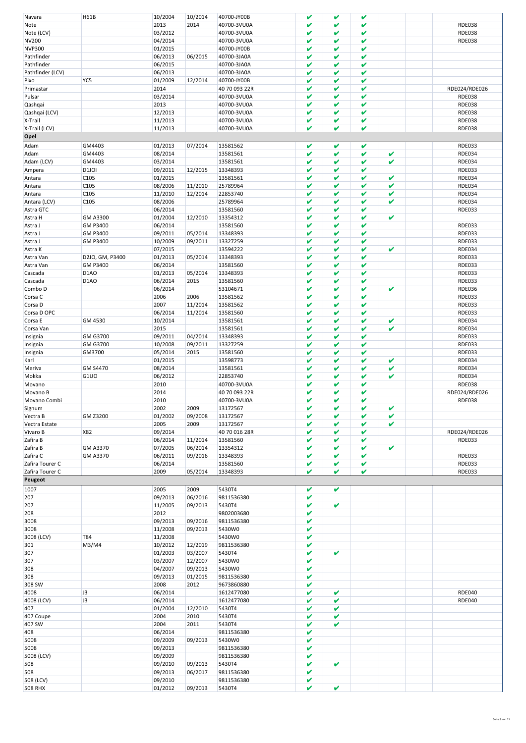| Navara | H61B | 10/2004 | 10/2014 | 40700-JY00B | ✔ | ✔ | ✔ | | | |
|---|---|---|---|---|---|---|---|---|---|---|
| Note | | 2013 | 2014 | 40700-3VU0A | ✔ | ✔ | ✔ | | | RDE038 |
| Note (LCV) | | 03/2012 | | 40700-3VU0A | ✔ | ✔ | ✔ | | | RDE038 |
| NV200 | | 04/2014 | | 40700-3VU0A | ✔ | ✔ | ✔ | | | RDE038 |
| NVP300 | | 01/2015 | | 40700-JY00B | ✔ | ✔ | ✔ | | | |
| Pathfinder | | 06/2013 | 06/2015 | 40700-3JA0A | ✔ | ✔ | ✔ | | | |
| Pathfinder | | 06/2015 | | 40700-3JA0A | ✔ | ✔ | ✔ | | | |
| Pathfinder (LCV) | | 06/2013 | | 40700-3JA0A | ✔ | ✔ | ✔ | | | |
| Pixo | YC5 | 01/2009 | 12/2014 | 40700-JY00B | ✔ | ✔ | ✔ | | | |
| Primastar | | 2014 | | 40 70 093 22R | ✔ | ✔ | ✔ | | | RDE024/RDE026 |
| Pulsar | | 03/2014 | | 40700-3VU0A | ✔ | ✔ | ✔ | | | RDE038 |
| Qashqai | | 2013 | | 40700-3VU0A | ✔ | ✔ | ✔ | | | RDE038 |
| Qashqai (LCV) | | 12/2013 | | 40700-3VU0A | ✔ | ✔ | ✔ | | | RDE038 |
| X-Trail | | 11/2013 | | 40700-3VU0A | ✔ | ✔ | ✔ | | | RDE038 |
| X-Trail (LCV) | | 11/2013 | | 40700-3VU0A | ✔ | ✔ | ✔ | | | RDE038 |
| **Opel** | | | | | | | | | | |
| Adam | GM4403 | 01/2013 | 07/2014 | 13581562 | ✔ | ✔ | ✔ | | | RDE033 |
| Adam | GM4403 | 08/2014 | | 13581561 | ✔ | ✔ | ✔ | ✔ | | RDE034 |
| Adam (LCV) | GM4403 | 03/2014 | | 13581561 | ✔ | ✔ | ✔ | ✔ | | RDE034 |
| Ampera | D1JOI | 09/2011 | 12/2015 | 13348393 | ✔ | ✔ | ✔ | | | RDE033 |
| Antara | C105 | 01/2015 | | 13581561 | ✔ | ✔ | ✔ | ✔ | | RDE034 |
| Antara | C105 | 08/2006 | 11/2010 | 25789964 | ✔ | ✔ | ✔ | ✔ | | RDE034 |
| Antara | C105 | 11/2010 | 12/2014 | 22853740 | ✔ | ✔ | ✔ | ✔ | | RDE034 |
| Antara (LCV) | C105 | 08/2006 | | 25789964 | ✔ | ✔ | ✔ | ✔ | | RDE034 |
| Astra GTC | | 06/2014 | | 13581560 | ✔ | ✔ | ✔ | | | RDE033 |
| Astra H | GM A3300 | 01/2004 | 12/2010 | 13354312 | ✔ | ✔ | ✔ | ✔ | | |
| Astra J | GM P3400 | 06/2014 | | 13581560 | ✔ | ✔ | ✔ | | | RDE033 |
| Astra J | GM P3400 | 09/2011 | 05/2014 | 13348393 | ✔ | ✔ | ✔ | | | RDE033 |
| Astra J | GM P3400 | 10/2009 | 09/2011 | 13327259 | ✔ | ✔ | ✔ | | | RDE033 |
| Astra K | | 07/2015 | | 13594222 | ✔ | ✔ | ✔ | ✔ | | RDE034 |
| Astra Van | D2JO, GM, P3400 | 01/2013 | 05/2014 | 13348393 | ✔ | ✔ | ✔ | | | RDE033 |
| Astra Van | GM P3400 | 06/2014 | | 13581560 | ✔ | ✔ | ✔ | | | RDE033 |
| Cascada | D1AO | 01/2013 | 05/2014 | 13348393 | ✔ | ✔ | ✔ | | | RDE033 |
| Cascada | D1AO | 06/2014 | 2015 | 13581560 | ✔ | ✔ | ✔ | | | RDE033 |
| Combo D | | 06/2014 | | 53104671 | ✔ | ✔ | ✔ | ✔ | | RDE036 |
| Corsa C | | 2006 | 2006 | 13581562 | ✔ | ✔ | ✔ | | | RDE033 |
| Corsa D | | 2007 | 11/2014 | 13581562 | ✔ | ✔ | ✔ | | | RDE033 |
| Corsa D OPC | | 06/2014 | 11/2014 | 13581560 | ✔ | ✔ | ✔ | | | RDE033 |
| Corsa E | GM 4530 | 10/2014 | | 13581561 | ✔ | ✔ | ✔ | ✔ | | RDE034 |
| Corsa Van | | 2015 | | 13581561 | ✔ | ✔ | ✔ | ✔ | | RDE034 |
| Insignia | GM G3700 | 09/2011 | 04/2014 | 13348393 | ✔ | ✔ | ✔ | | | RDE033 |
| Insignia | GM G3700 | 10/2008 | 09/2011 | 13327259 | ✔ | ✔ | ✔ | | | RDE033 |
| Insignia | GM3700 | 05/2014 | 2015 | 13581560 | ✔ | ✔ | ✔ | | | RDE033 |
| Karl | | 01/2015 | | 13598773 | ✔ | ✔ | ✔ | ✔ | | RDE034 |
| Meriva | GM S4470 | 08/2014 | | 13581561 | ✔ | ✔ | ✔ | ✔ | | RDE034 |
| Mokka | G1UO | 06/2012 | | 22853740 | ✔ | ✔ | ✔ | ✔ | | RDE034 |
| Movano | | 2010 | | 40700-3VU0A | ✔ | ✔ | ✔ | | | RDE038 |
| Movano B | | 2014 | | 40 70 093 22R | ✔ | ✔ | ✔ | | | RDE024/RDE026 |
| Movano Combi | | 2010 | | 40700-3VU0A | ✔ | ✔ | ✔ | | | RDE038 |
| Signum | | 2002 | 2009 | 13172567 | ✔ | ✔ | ✔ | ✔ | | |
| Vectra B | GM Z3200 | 01/2002 | 09/2008 | 13172567 | ✔ | ✔ | ✔ | ✔ | | |
| Vectra Estate | | 2005 | 2009 | 13172567 | ✔ | ✔ | ✔ | ✔ | | |
| Vivaro B | X82 | 09/2014 | | 40 70 016 28R | ✔ | ✔ | ✔ | | | RDE024/RDE026 |
| Zafira B | | 06/2014 | 11/2014 | 13581560 | ✔ | ✔ | ✔ | | | RDE033 |
| Zafira B | GM A3370 | 07/2005 | 06/2014 | 13354312 | ✔ | ✔ | ✔ | ✔ | | |
| Zafira C | GM A3370 | 06/2011 | 09/2016 | 13348393 | ✔ | ✔ | ✔ | | | RDE033 |
| Zafira Tourer C | | 06/2014 | | 13581560 | ✔ | ✔ | ✔ | | | RDE033 |
| Zafira Tourer C | | 2009 | 05/2014 | 13348393 | ✔ | ✔ | ✔ | | | RDE033 |
| **Peugeot** | | | | | | | | | | |
| 1007 | | 2005 | 2009 | 5430T4 | ✔ | ✔ | | | | |
| 207 | | 09/2013 | 06/2016 | 9811536380 | ✔ | | | | | |
| 207 | | 11/2005 | 09/2013 | 5430T4 | ✔ | ✔ | | | | |
| 208 | | 2012 | | 9802003680 | ✔ | | | | | |
| 3008 | | 09/2013 | 09/2016 | 9811536380 | ✔ | | | | | |
| 3008 | | 11/2008 | 09/2013 | 5430W0 | ✔ | | | | | |
| 3008 (LCV) | T84 | 11/2008 | | 5430W0 | ✔ | | | | | |
| 301 | M3/M4 | 10/2012 | 12/2019 | 9811536380 | ✔ | | | | | |
| 307 | | 01/2003 | 03/2007 | 5430T4 | ✔ | ✔ | | | | |
| 307 | | 03/2007 | 12/2007 | 5430W0 | ✔ | | | | | |
| 308 | | 04/2007 | 09/2013 | 5430W0 | ✔ | | | | | |
| 308 | | 09/2013 | 01/2015 | 9811536380 | ✔ | | | | | |
| 308 SW | | 2008 | 2012 | 9673860880 | ✔ | | | | | |
| 4008 | J3 | 06/2014 | | 1612477080 | ✔ | ✔ | | | | RDE040 |
| 4008 (LCV) | J3 | 06/2014 | | 1612477080 | ✔ | ✔ | | | | RDE040 |
| 407 | | 01/2004 | 12/2010 | 5430T4 | ✔ | ✔ | | | | |
| 407 Coupe | | 2004 | 2010 | 5430T4 | ✔ | ✔ | | | | |
| 407 SW | | 2004 | 2011 | 5430T4 | ✔ | ✔ | | | | |
| 408 | | 06/2014 | | 9811536380 | ✔ | | | | | |
| 5008 | | 09/2009 | 09/2013 | 5430W0 | ✔ | | | | | |
| 5008 | | 09/2013 | | 9811536380 | ✔ | | | | | |
| 5008 (LCV) | | 09/2009 | | 9811536380 | ✔ | | | | | |
| 508 | | 09/2010 | 09/2013 | 5430T4 | ✔ | ✔ | | | | |
| 508 | | 09/2013 | 06/2017 | 9811536380 | ✔ | | | | | |
| 508 (LCV) | | 09/2010 | | 9811536380 | ✔ | | | | | |
| 508 RHX | | 01/2012 | 09/2013 | 5430T4 | ✔ | ✔ | | | | |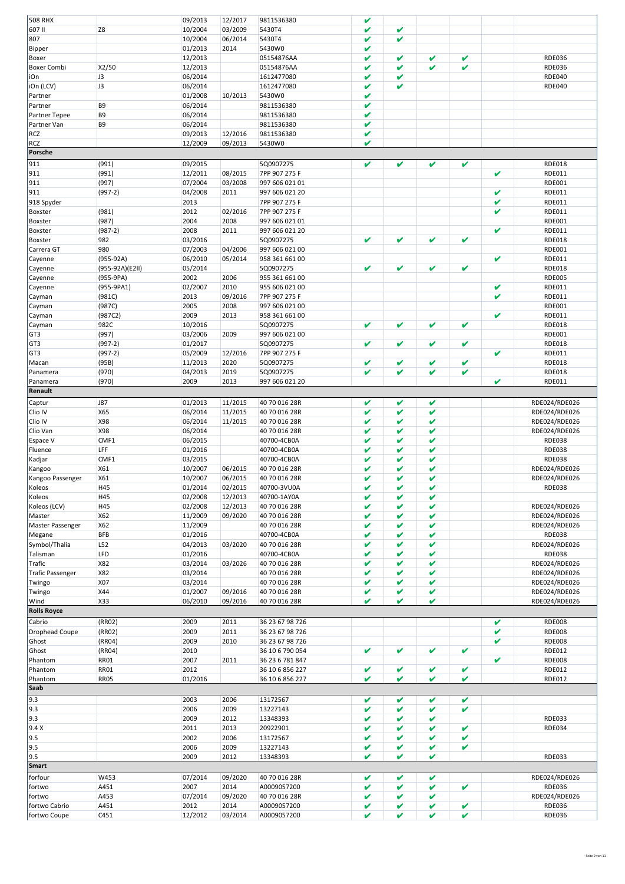| | | | | | | | | | | |
|---|---|---|---|---|---|---|---|---|---|---|
| 508 RHX | | 09/2013 | 12/2017 | 9811536380 | ✔ | | | | | |
| 607 II | Z8 | 10/2004 | 03/2009 | 5430T4 | ✔ | ✔ | | | | |
| 807 | | 10/2004 | 06/2014 | 5430T4 | ✔ | ✔ | | | | |
| Bipper | | 01/2013 | 2014 | 5430W0 | ✔ | | | | | |
| Boxer | | 12/2013 | | 05154876AA | ✔ | ✔ | ✔ | ✔ | | RDE036 |
| Boxer Combi | X2/50 | 12/2013 | | 05154876AA | ✔ | ✔ | ✔ | ✔ | | RDE036 |
| iOn | J3 | 06/2014 | | 1612477080 | ✔ | ✔ | | | | RDE040 |
| iOn (LCV) | J3 | 06/2014 | | 1612477080 | ✔ | ✔ | | | | RDE040 |
| Partner | | 01/2008 | 10/2013 | 5430W0 | ✔ | | | | | |
| Partner | B9 | 06/2014 | | 9811536380 | ✔ | | | | | |
| Partner Tepee | B9 | 06/2014 | | 9811536380 | ✔ | | | | | |
| Partner Van | B9 | 06/2014 | | 9811536380 | ✔ | | | | | |
| RCZ | | 09/2013 | 12/2016 | 9811536380 | ✔ | | | | | |
| RCZ | | 12/2009 | 09/2013 | 5430W0 | ✔ | | | | | |
| **Porsche** | | | | | | | | | | |
| 911 | (991) | 09/2015 | | 5Q0907275 | ✔ | ✔ | ✔ | ✔ | | RDE018 |
| 911 | (991) | 12/2011 | 08/2015 | 7PP 907 275 F | | | | | ✔ | RDE011 |
| 911 | (997) | 07/2004 | 03/2008 | 997 606 021 01 | | | | | | RDE001 |
| 911 | (997-2) | 04/2008 | 2011 | 997 606 021 20 | | | | | ✔ | RDE011 |
| 918 Spyder | | 2013 | | 7PP 907 275 F | | | | | ✔ | RDE011 |
| Boxster | (981) | 2012 | 02/2016 | 7PP 907 275 F | | | | | ✔ | RDE011 |
| Boxster | (987) | 2004 | 2008 | 997 606 021 01 | | | | | | RDE001 |
| Boxster | (987-2) | 2008 | 2011 | 997 606 021 20 | | | | | ✔ | RDE011 |
| Boxster | 982 | 03/2016 | | 5Q0907275 | ✔ | ✔ | ✔ | ✔ | | RDE018 |
| Carrera GT | 980 | 07/2003 | 04/2006 | 997 606 021 00 | | | | | | RDE001 |
| Cayenne | (955-92A) | 06/2010 | 05/2014 | 958 361 661 00 | | | | | ✔ | RDE011 |
| Cayenne | (955-92A)(E2II) | 05/2014 | | 5Q0907275 | ✔ | ✔ | ✔ | ✔ | | RDE018 |
| Cayenne | (955-9PA) | 2002 | 2006 | 955 361 661 00 | | | | | | RDE005 |
| Cayenne | (955-9PA1) | 02/2007 | 2010 | 955 606 021 00 | | | | | ✔ | RDE011 |
| Cayman | (981C) | 2013 | 09/2016 | 7PP 907 275 F | | | | | ✔ | RDE011 |
| Cayman | (987C) | 2005 | 2008 | 997 606 021 00 | | | | | | RDE001 |
| Cayman | (987C2) | 2009 | 2013 | 958 361 661 00 | | | | | ✔ | RDE011 |
| Cayman | 982C | 10/2016 | | 5Q0907275 | ✔ | ✔ | ✔ | ✔ | | RDE018 |
| GT3 | (997) | 03/2006 | 2009 | 997 606 021 00 | | | | | | RDE001 |
| GT3 | (997-2) | 01/2017 | | 5Q0907275 | ✔ | ✔ | ✔ | ✔ | | RDE018 |
| GT3 | (997-2) | 05/2009 | 12/2016 | 7PP 907 275 F | | | | | ✔ | RDE011 |
| Macan | (95B) | 11/2013 | 2020 | 5Q0907275 | ✔ | ✔ | ✔ | ✔ | | RDE018 |
| Panamera | (970) | 04/2013 | 2019 | 5Q0907275 | ✔ | ✔ | ✔ | ✔ | | RDE018 |
| Panamera | (970) | 2009 | 2013 | 997 606 021 20 | | | | | ✔ | RDE011 |
| **Renault** | | | | | | | | | | |
| Captur | J87 | 01/2013 | 11/2015 | 40 70 016 28R | ✔ | ✔ | ✔ | | | RDE024/RDE026 |
| Clio IV | X65 | 06/2014 | 11/2015 | 40 70 016 28R | ✔ | ✔ | ✔ | | | RDE024/RDE026 |
| Clio IV | X98 | 06/2014 | 11/2015 | 40 70 016 28R | ✔ | ✔ | ✔ | | | RDE024/RDE026 |
| Clio Van | X98 | 06/2014 | | 40 70 016 28R | ✔ | ✔ | ✔ | | | RDE024/RDE026 |
| Espace V | CMF1 | 06/2015 | | 40700-4CB0A | ✔ | ✔ | ✔ | | | RDE038 |
| Fluence | LFF | 01/2016 | | 40700-4CB0A | ✔ | ✔ | ✔ | | | RDE038 |
| Kadjar | CMF1 | 03/2015 | | 40700-4CB0A | ✔ | ✔ | ✔ | | | RDE038 |
| Kangoo | X61 | 10/2007 | 06/2015 | 40 70 016 28R | ✔ | ✔ | ✔ | | | RDE024/RDE026 |
| Kangoo Passenger | X61 | 10/2007 | 06/2015 | 40 70 016 28R | ✔ | ✔ | ✔ | | | RDE024/RDE026 |
| Koleos | H45 | 01/2014 | 02/2015 | 40700-3VU0A | ✔ | ✔ | ✔ | | | RDE038 |
| Koleos | H45 | 02/2008 | 12/2013 | 40700-1AY0A | ✔ | ✔ | ✔ | | | |
| Koleos (LCV) | H45 | 02/2008 | 12/2013 | 40 70 016 28R | ✔ | ✔ | ✔ | | | RDE024/RDE026 |
| Master | X62 | 11/2009 | 09/2020 | 40 70 016 28R | ✔ | ✔ | ✔ | | | RDE024/RDE026 |
| Master Passenger | X62 | 11/2009 | | 40 70 016 28R | ✔ | ✔ | ✔ | | | RDE024/RDE026 |
| Megane | BFB | 01/2016 | | 40700-4CB0A | ✔ | ✔ | ✔ | | | RDE038 |
| Symbol/Thalia | L52 | 04/2013 | 03/2020 | 40 70 016 28R | ✔ | ✔ | ✔ | | | RDE024/RDE026 |
| Talisman | LFD | 01/2016 | | 40700-4CB0A | ✔ | ✔ | ✔ | | | RDE038 |
| Trafic | X82 | 03/2014 | 03/2026 | 40 70 016 28R | ✔ | ✔ | ✔ | | | RDE024/RDE026 |
| Trafic Passenger | X82 | 03/2014 | | 40 70 016 28R | ✔ | ✔ | ✔ | | | RDE024/RDE026 |
| Twingo | X07 | 03/2014 | | 40 70 016 28R | ✔ | ✔ | ✔ | | | RDE024/RDE026 |
| Twingo | X44 | 01/2007 | 09/2016 | 40 70 016 28R | ✔ | ✔ | ✔ | | | RDE024/RDE026 |
| Wind | X33 | 06/2010 | 09/2016 | 40 70 016 28R | ✔ | ✔ | ✔ | | | RDE024/RDE026 |
| **Rolls Royce** | | | | | | | | | | |
| Cabrio | (RR02) | 2009 | 2011 | 36 23 67 98 726 | | | | | ✔ | RDE008 |
| Drophead Coupe | (RR02) | 2009 | 2011 | 36 23 67 98 726 | | | | | ✔ | RDE008 |
| Ghost | (RR04) | 2009 | 2010 | 36 23 67 98 726 | | | | | ✔ | RDE008 |
| Ghost | (RR04) | 2010 | | 36 10 6 790 054 | ✔ | ✔ | ✔ | ✔ | | RDE012 |
| Phantom | RR01 | 2007 | 2011 | 36 23 6 781 847 | | | | | ✔ | RDE008 |
| Phantom | RR01 | 2012 | | 36 10 6 856 227 | ✔ | ✔ | ✔ | ✔ | | RDE012 |
| Phantom | RR05 | 01/2016 | | 36 10 6 856 227 | ✔ | ✔ | ✔ | ✔ | | RDE012 |
| **Saab** | | | | | | | | | | |
| 9.3 | | 2003 | 2006 | 13172567 | ✔ | ✔ | ✔ | ✔ | | |
| 9.3 | | 2006 | 2009 | 13227143 | ✔ | ✔ | ✔ | ✔ | | |
| 9.3 | | 2009 | 2012 | 13348393 | ✔ | ✔ | ✔ | | | RDE033 |
| 9.4 X | | 2011 | 2013 | 20922901 | ✔ | ✔ | ✔ | ✔ | | RDE034 |
| 9.5 | | 2002 | 2006 | 13172567 | ✔ | ✔ | ✔ | ✔ | | |
| 9.5 | | 2006 | 2009 | 13227143 | ✔ | ✔ | ✔ | ✔ | | |
| 9.5 | | 2009 | 2012 | 13348393 | ✔ | ✔ | ✔ | | | RDE033 |
| **Smart** | | | | | | | | | | |
| forfour | W453 | 07/2014 | 09/2020 | 40 70 016 28R | ✔ | ✔ | ✔ | | | RDE024/RDE026 |
| fortwo | A451 | 2007 | 2014 | A0009057200 | ✔ | ✔ | ✔ | ✔ | | RDE036 |
| fortwo | A453 | 07/2014 | 09/2020 | 40 70 016 28R | ✔ | ✔ | ✔ | | | RDE024/RDE026 |
| fortwo Cabrio | A451 | 2012 | 2014 | A0009057200 | ✔ | ✔ | ✔ | ✔ | | RDE036 |
| fortwo Coupe | C451 | 12/2012 | 03/2014 | A0009057200 | ✔ | ✔ | ✔ | ✔ | | RDE036 |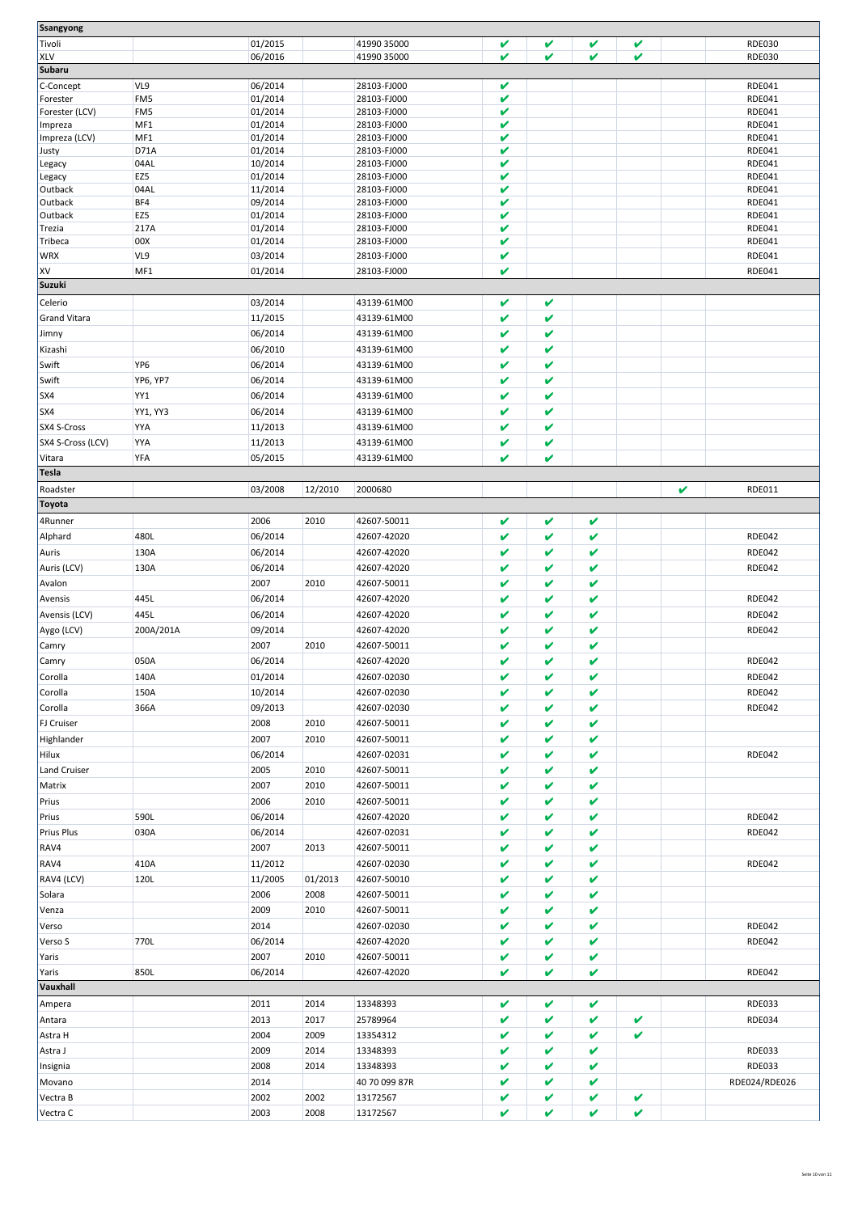| | | | | | | | | | | | |
|---|---|---|---|---|---|---|---|---|---|---|---|
| **Ssangyong** | | | | | | | | | | | |
| Tivoli | | 01/2015 | | 41990 35000 | ✔ | ✔ | ✔ | ✔ | | | RDE030 |
| XLV | | 06/2016 | | 41990 35000 | ✔ | ✔ | ✔ | ✔ | | | RDE030 |
| **Subaru** | | | | | | | | | | | |
| C-Concept | VL9 | 06/2014 | | 28103-FJ000 | ✔ | | | | | | RDE041 |
| Forester | FM5 | 01/2014 | | 28103-FJ000 | ✔ | | | | | | RDE041 |
| Forester (LCV) | FM5 | 01/2014 | | 28103-FJ000 | ✔ | | | | | | RDE041 |
| Impreza | MF1 | 01/2014 | | 28103-FJ000 | ✔ | | | | | | RDE041 |
| Impreza (LCV) | MF1 | 01/2014 | | 28103-FJ000 | ✔ | | | | | | RDE041 |
| Justy | D71A | 01/2014 | | 28103-FJ000 | ✔ | | | | | | RDE041 |
| Legacy | 04AL | 10/2014 | | 28103-FJ000 | ✔ | | | | | | RDE041 |
| Legacy | EZ5 | 01/2014 | | 28103-FJ000 | ✔ | | | | | | RDE041 |
| Outback | 04AL | 11/2014 | | 28103-FJ000 | ✔ | | | | | | RDE041 |
| Outback | BF4 | 09/2014 | | 28103-FJ000 | ✔ | | | | | | RDE041 |
| Outback | EZ5 | 01/2014 | | 28103-FJ000 | ✔ | | | | | | RDE041 |
| Trezia | 217A | 01/2014 | | 28103-FJ000 | ✔ | | | | | | RDE041 |
| Tribeca | 00X | 01/2014 | | 28103-FJ000 | ✔ | | | | | | RDE041 |
| WRX | VL9 | 03/2014 | | 28103-FJ000 | ✔ | | | | | | RDE041 |
| XV | MF1 | 01/2014 | | 28103-FJ000 | ✔ | | | | | | RDE041 |
| **Suzuki** | | | | | | | | | | | |
| Celerio | | 03/2014 | | 43139-61M00 | ✔ | ✔ | | | | | |
| Grand Vitara | | 11/2015 | | 43139-61M00 | ✔ | ✔ | | | | | |
| Jimny | | 06/2014 | | 43139-61M00 | ✔ | ✔ | | | | | |
| Kizashi | | 06/2010 | | 43139-61M00 | ✔ | ✔ | | | | | |
| Swift | YP6 | 06/2014 | | 43139-61M00 | ✔ | ✔ | | | | | |
| Swift | YP6, YP7 | 06/2014 | | 43139-61M00 | ✔ | ✔ | | | | | |
| SX4 | YY1 | 06/2014 | | 43139-61M00 | ✔ | ✔ | | | | | |
| SX4 | YY1, YY3 | 06/2014 | | 43139-61M00 | ✔ | ✔ | | | | | |
| SX4 S-Cross | YYA | 11/2013 | | 43139-61M00 | ✔ | ✔ | | | | | |
| SX4 S-Cross (LCV) | YYA | 11/2013 | | 43139-61M00 | ✔ | ✔ | | | | | |
| Vitara | YFA | 05/2015 | | 43139-61M00 | ✔ | ✔ | | | | | |
| **Tesla** | | | | | | | | | | | |
| Roadster | | 03/2008 | 12/2010 | 2000680 | | | | | ✔ | | RDE011 |
| **Toyota** | | | | | | | | | | | |
| 4Runner | | 2006 | 2010 | 42607-50011 | ✔ | ✔ | ✔ | | | | |
| Alphard | 480L | 06/2014 | | 42607-42020 | ✔ | ✔ | ✔ | | | | RDE042 |
| Auris | 130A | 06/2014 | | 42607-42020 | ✔ | ✔ | ✔ | | | | RDE042 |
| Auris (LCV) | 130A | 06/2014 | | 42607-42020 | ✔ | ✔ | ✔ | | | | RDE042 |
| Avalon | | 2007 | 2010 | 42607-50011 | ✔ | ✔ | ✔ | | | | |
| Avensis | 445L | 06/2014 | | 42607-42020 | ✔ | ✔ | ✔ | | | | RDE042 |
| Avensis (LCV) | 445L | 06/2014 | | 42607-42020 | ✔ | ✔ | ✔ | | | | RDE042 |
| Aygo (LCV) | 200A/201A | 09/2014 | | 42607-42020 | ✔ | ✔ | ✔ | | | | RDE042 |
| Camry | | 2007 | 2010 | 42607-50011 | ✔ | ✔ | ✔ | | | | |
| Camry | 050A | 06/2014 | | 42607-42020 | ✔ | ✔ | ✔ | | | | RDE042 |
| Corolla | 140A | 01/2014 | | 42607-02030 | ✔ | ✔ | ✔ | | | | RDE042 |
| Corolla | 150A | 10/2014 | | 42607-02030 | ✔ | ✔ | ✔ | | | | RDE042 |
| Corolla | 366A | 09/2013 | | 42607-02030 | ✔ | ✔ | ✔ | | | | RDE042 |
| FJ Cruiser | | 2008 | 2010 | 42607-50011 | ✔ | ✔ | ✔ | | | | |
| Highlander | | 2007 | 2010 | 42607-50011 | ✔ | ✔ | ✔ | | | | |
| Hilux | | 06/2014 | | 42607-02031 | ✔ | ✔ | ✔ | | | | RDE042 |
| Land Cruiser | | 2005 | 2010 | 42607-50011 | ✔ | ✔ | ✔ | | | | |
| Matrix | | 2007 | 2010 | 42607-50011 | ✔ | ✔ | ✔ | | | | |
| Prius | | 2006 | 2010 | 42607-50011 | ✔ | ✔ | ✔ | | | | |
| Prius | 590L | 06/2014 | | 42607-42020 | ✔ | ✔ | ✔ | | | | RDE042 |
| Prius Plus | 030A | 06/2014 | | 42607-02031 | ✔ | ✔ | ✔ | | | | RDE042 |
| RAV4 | | 2007 | 2013 | 42607-50011 | ✔ | ✔ | ✔ | | | | |
| RAV4 | 410A | 11/2012 | | 42607-02030 | ✔ | ✔ | ✔ | | | | RDE042 |
| RAV4 (LCV) | 120L | 11/2005 | 01/2013 | 42607-50010 | ✔ | ✔ | ✔ | | | | |
| Solara | | 2006 | 2008 | 42607-50011 | ✔ | ✔ | ✔ | | | | |
| Venza | | 2009 | 2010 | 42607-50011 | ✔ | ✔ | ✔ | | | | |
| Verso | | 2014 | | 42607-02030 | ✔ | ✔ | ✔ | | | | RDE042 |
| Verso S | 770L | 06/2014 | | 42607-42020 | ✔ | ✔ | ✔ | | | | RDE042 |
| Yaris | | 2007 | 2010 | 42607-50011 | ✔ | ✔ | ✔ | | | | |
| Yaris | 850L | 06/2014 | | 42607-42020 | ✔ | ✔ | ✔ | | | | RDE042 |
| **Vauxhall** | | | | | | | | | | | |
| Ampera | | 2011 | 2014 | 13348393 | ✔ | ✔ | ✔ | | | | RDE033 |
| Antara | | 2013 | 2017 | 25789964 | ✔ | ✔ | ✔ | ✔ | | | RDE034 |
| Astra H | | 2004 | 2009 | 13354312 | ✔ | ✔ | ✔ | ✔ | | | |
| Astra J | | 2009 | 2014 | 13348393 | ✔ | ✔ | ✔ | | | | RDE033 |
| Insignia | | 2008 | 2014 | 13348393 | ✔ | ✔ | ✔ | | | | RDE033 |
| Movano | | 2014 | | 40 70 099 87R | ✔ | ✔ | ✔ | | | | RDE024/RDE026 |
| Vectra B | | 2002 | 2002 | 13172567 | ✔ | ✔ | ✔ | ✔ | | | |
| Vectra C | | 2003 | 2008 | 13172567 | ✔ | ✔ | ✔ | ✔ | | | |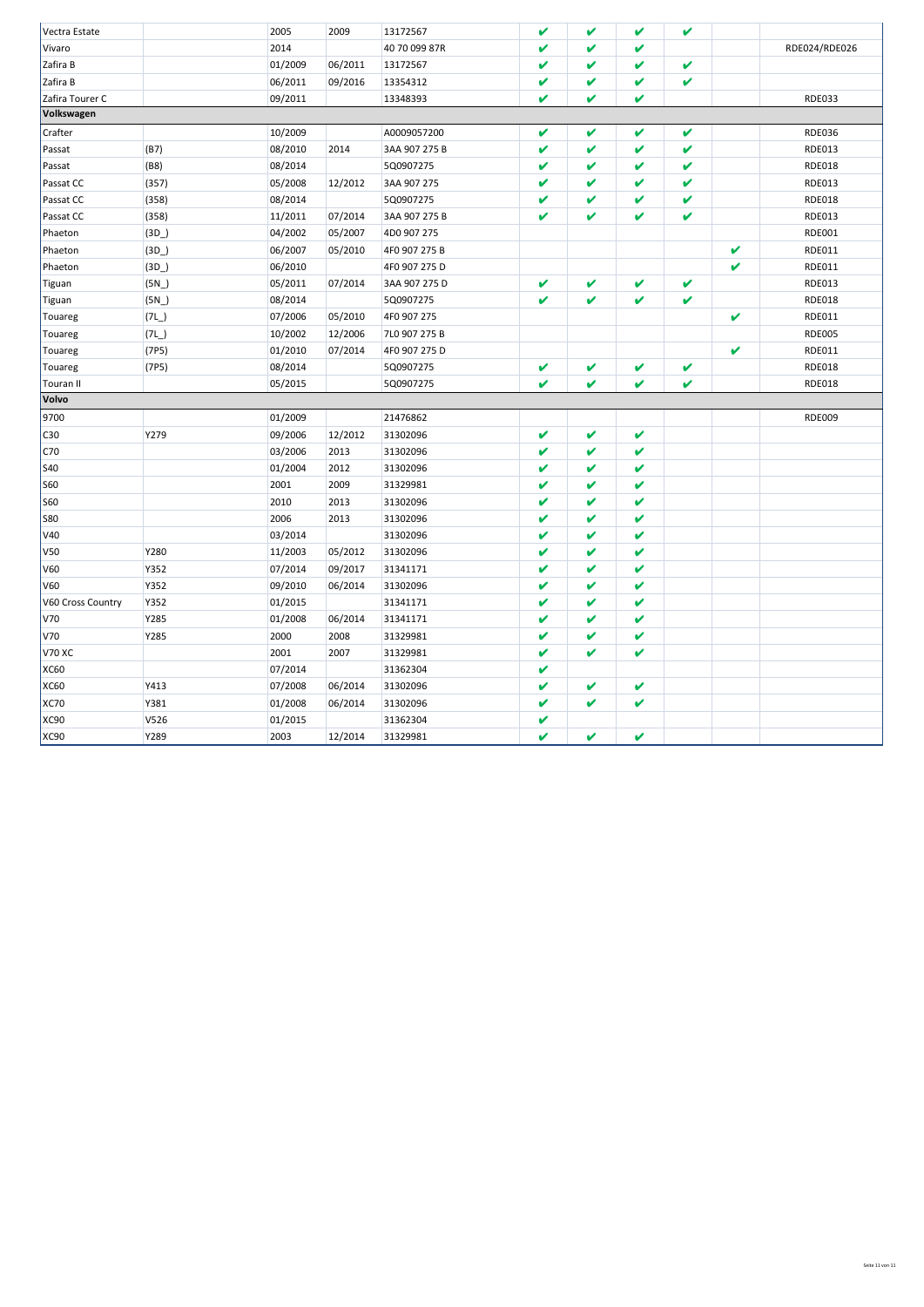| | | | | | | | | | | |
|---|---|---|---|---|---|---|---|---|---|---|
| Vectra Estate | | 2005 | 2009 | 13172567 | ✔ | ✔ | ✔ | ✔ | | |
| Vivaro | | 2014 | | 40 70 099 87R | ✔ | ✔ | ✔ | | | RDE024/RDE026 |
| Zafira B | | 01/2009 | 06/2011 | 13172567 | ✔ | ✔ | ✔ | ✔ | | |
| Zafira B | | 06/2011 | 09/2016 | 13354312 | ✔ | ✔ | ✔ | ✔ | | |
| Zafira Tourer C | | 09/2011 | | 13348393 | ✔ | ✔ | ✔ | | | RDE033 |
| **Volkswagen** | | | | | | | | | | |
| Crafter | | 10/2009 | | A0009057200 | ✔ | ✔ | ✔ | ✔ | | RDE036 |
| Passat | (B7) | 08/2010 | 2014 | 3AA 907 275 B | ✔ | ✔ | ✔ | ✔ | | RDE013 |
| Passat | (B8) | 08/2014 | | 5Q0907275 | ✔ | ✔ | ✔ | ✔ | | RDE018 |
| Passat CC | (357) | 05/2008 | 12/2012 | 3AA 907 275 | ✔ | ✔ | ✔ | ✔ | | RDE013 |
| Passat CC | (358) | 08/2014 | | 5Q0907275 | ✔ | ✔ | ✔ | ✔ | | RDE018 |
| Passat CC | (358) | 11/2011 | 07/2014 | 3AA 907 275 B | ✔ | ✔ | ✔ | ✔ | | RDE013 |
| Phaeton | (3D_) | 04/2002 | 05/2007 | 4D0 907 275 | | | | | | RDE001 |
| Phaeton | (3D_) | 06/2007 | 05/2010 | 4F0 907 275 B | | | | | ✔ | RDE011 |
| Phaeton | (3D_) | 06/2010 | | 4F0 907 275 D | | | | | ✔ | RDE011 |
| Tiguan | (5N_) | 05/2011 | 07/2014 | 3AA 907 275 D | ✔ | ✔ | ✔ | ✔ | | RDE013 |
| Tiguan | (5N_) | 08/2014 | | 5Q0907275 | ✔ | ✔ | ✔ | ✔ | | RDE018 |
| Touareg | (7L_) | 07/2006 | 05/2010 | 4F0 907 275 | | | | | ✔ | RDE011 |
| Touareg | (7L_) | 10/2002 | 12/2006 | 7L0 907 275 B | | | | | | RDE005 |
| Touareg | (7P5) | 01/2010 | 07/2014 | 4F0 907 275 D | | | | | ✔ | RDE011 |
| Touareg | (7P5) | 08/2014 | | 5Q0907275 | ✔ | ✔ | ✔ | ✔ | | RDE018 |
| Touran II | | 05/2015 | | 5Q0907275 | ✔ | ✔ | ✔ | ✔ | | RDE018 |
| **Volvo** | | | | | | | | | | |
| 9700 | | 01/2009 | | 21476862 | | | | | | RDE009 |
| C30 | Y279 | 09/2006 | 12/2012 | 31302096 | ✔ | ✔ | ✔ | | | |
| C70 | | 03/2006 | 2013 | 31302096 | ✔ | ✔ | ✔ | | | |
| S40 | | 01/2004 | 2012 | 31302096 | ✔ | ✔ | ✔ | | | |
| S60 | | 2001 | 2009 | 31329981 | ✔ | ✔ | ✔ | | | |
| S60 | | 2010 | 2013 | 31302096 | ✔ | ✔ | ✔ | | | |
| S80 | | 2006 | 2013 | 31302096 | ✔ | ✔ | ✔ | | | |
| V40 | | 03/2014 | | 31302096 | ✔ | ✔ | ✔ | | | |
| V50 | Y280 | 11/2003 | 05/2012 | 31302096 | ✔ | ✔ | ✔ | | | |
| V60 | Y352 | 07/2014 | 09/2017 | 31341171 | ✔ | ✔ | ✔ | | | |
| V60 | Y352 | 09/2010 | 06/2014 | 31302096 | ✔ | ✔ | ✔ | | | |
| V60 Cross Country | Y352 | 01/2015 | | 31341171 | ✔ | ✔ | ✔ | | | |
| V70 | Y285 | 01/2008 | 06/2014 | 31341171 | ✔ | ✔ | ✔ | | | |
| V70 | Y285 | 2000 | 2008 | 31329981 | ✔ | ✔ | ✔ | | | |
| V70 XC | | 2001 | 2007 | 31329981 | ✔ | ✔ | ✔ | | | |
| XC60 | | 07/2014 | | 31362304 | ✔ | | | | | |
| XC60 | Y413 | 07/2008 | 06/2014 | 31302096 | ✔ | ✔ | ✔ | | | |
| XC70 | Y381 | 01/2008 | 06/2014 | 31302096 | ✔ | ✔ | ✔ | | | |
| XC90 | V526 | 01/2015 | | 31362304 | ✔ | | | | | |
| XC90 | Y289 | 2003 | 12/2014 | 31329981 | ✔ | ✔ | ✔ | | | |